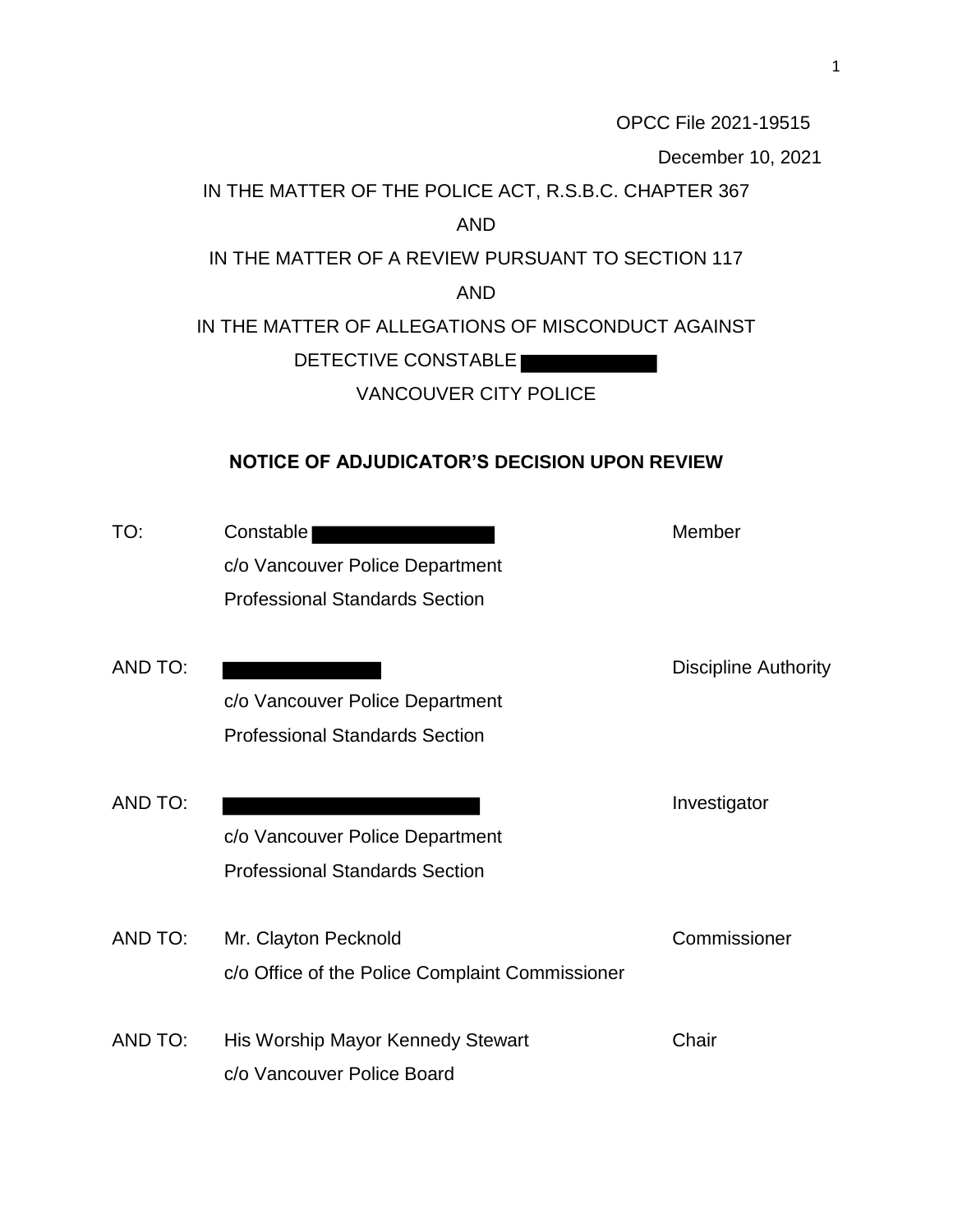OPCC File 2021-19515

December 10, 2021

IN THE MATTER OF THE POLICE ACT, R.S.B.C. CHAPTER 367

AND

IN THE MATTER OF A REVIEW PURSUANT TO SECTION 117

AND

IN THE MATTER OF ALLEGATIONS OF MISCONDUCT AGAINST

DETECTIVE CONSTABLE ██████████

VANCOUVER CITY POLICE

**NOTICE OF ADJUDICATOR'S DECISION UPON REVIEW**

| | | |
|---|---|---|
| TO: | Constable ██████████<br>c/o Vancouver Police Department<br>Professional Standards Section | Member |
| AND TO: | ██████████<br>c/o Vancouver Police Department<br>Professional Standards Section | Discipline Authority |
| AND TO: | ██████████<br>c/o Vancouver Police Department<br>Professional Standards Section | Investigator |
| AND TO: | Mr. Clayton Pecknold<br>c/o Office of the Police Complaint Commissioner | Commissioner |
| AND TO: | His Worship Mayor Kennedy Stewart<br>c/o Vancouver Police Board | Chair |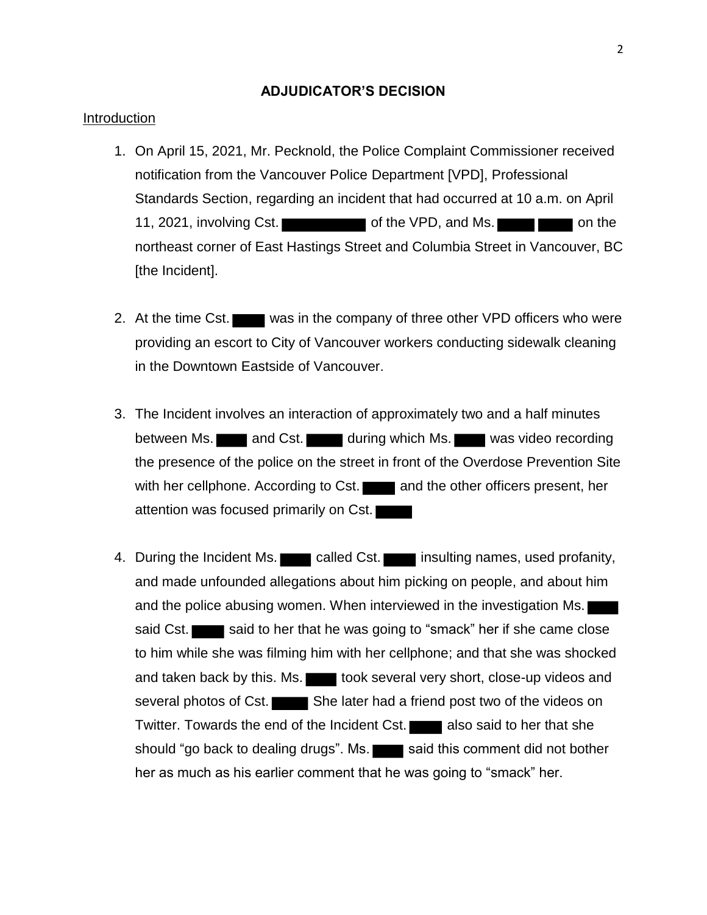## ADJUDICATOR'S DECISION

Introduction

1. On April 15, 2021, Mr. Pecknold, the Police Complaint Commissioner received notification from the Vancouver Police Department [VPD], Professional Standards Section, regarding an incident that had occurred at 10 a.m. on April 11, 2021, involving Cst. ████ of the VPD, and Ms. ████ ████ on the northeast corner of East Hastings Street and Columbia Street in Vancouver, BC [the Incident].

2. At the time Cst. ████ was in the company of three other VPD officers who were providing an escort to City of Vancouver workers conducting sidewalk cleaning in the Downtown Eastside of Vancouver.

3. The Incident involves an interaction of approximately two and a half minutes between Ms. ████ and Cst. ████ during which Ms. ████ was video recording the presence of the police on the street in front of the Overdose Prevention Site with her cellphone. According to Cst. ████ and the other officers present, her attention was focused primarily on Cst. ████

4. During the Incident Ms. ████ called Cst. ████ insulting names, used profanity, and made unfounded allegations about him picking on people, and about him and the police abusing women. When interviewed in the investigation Ms. ████ said Cst. ████ said to her that he was going to "smack" her if she came close to him while she was filming him with her cellphone; and that she was shocked and taken back by this. Ms. ████ took several very short, close-up videos and several photos of Cst. ████ She later had a friend post two of the videos on Twitter. Towards the end of the Incident Cst. ████ also said to her that she should "go back to dealing drugs". Ms. ████ said this comment did not bother her as much as his earlier comment that he was going to "smack" her.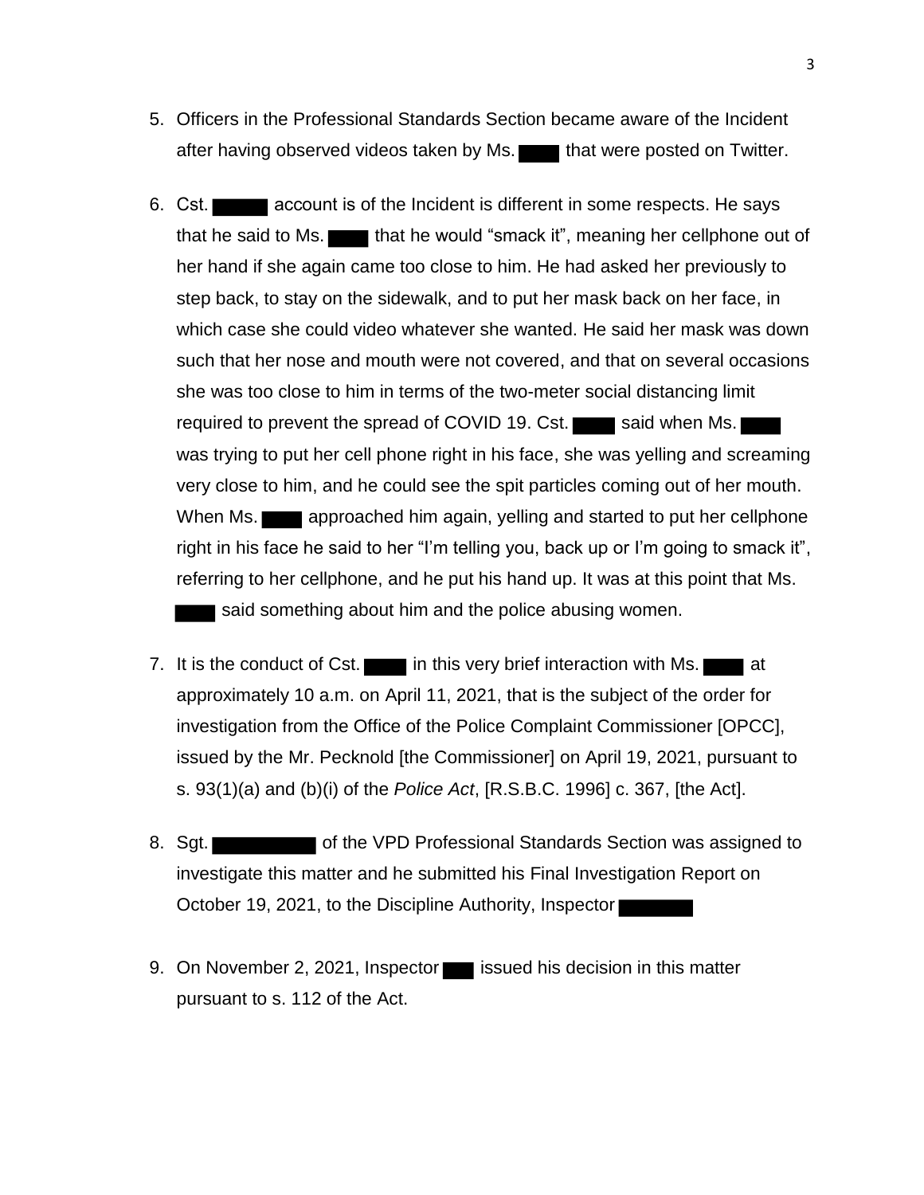5. Officers in the Professional Standards Section became aware of the Incident after having observed videos taken by Ms. ████ that were posted on Twitter.

6. Cst. █████ account is of the Incident is different in some respects. He says that he said to Ms. ████ that he would "smack it", meaning her cellphone out of her hand if she again came too close to him. He had asked her previously to step back, to stay on the sidewalk, and to put her mask back on her face, in which case she could video whatever she wanted. He said her mask was down such that her nose and mouth were not covered, and that on several occasions she was too close to him in terms of the two-meter social distancing limit required to prevent the spread of COVID 19. Cst. ████ said when Ms. ████ was trying to put her cell phone right in his face, she was yelling and screaming very close to him, and he could see the spit particles coming out of her mouth. When Ms. ████ approached him again, yelling and started to put her cellphone right in his face he said to her "I'm telling you, back up or I'm going to smack it", referring to her cellphone, and he put his hand up. It was at this point that Ms. ████ said something about him and the police abusing women.

7. It is the conduct of Cst. ████ in this very brief interaction with Ms. ████ at approximately 10 a.m. on April 11, 2021, that is the subject of the order for investigation from the Office of the Police Complaint Commissioner [OPCC], issued by the Mr. Pecknold [the Commissioner] on April 19, 2021, pursuant to s. 93(1)(a) and (b)(i) of the *Police Act*, [R.S.B.C. 1996] c. 367, [the Act].

8. Sgt. ██████████ of the VPD Professional Standards Section was assigned to investigate this matter and he submitted his Final Investigation Report on October 19, 2021, to the Discipline Authority, Inspector ███████

9. On November 2, 2021, Inspector ███ issued his decision in this matter pursuant to s. 112 of the Act.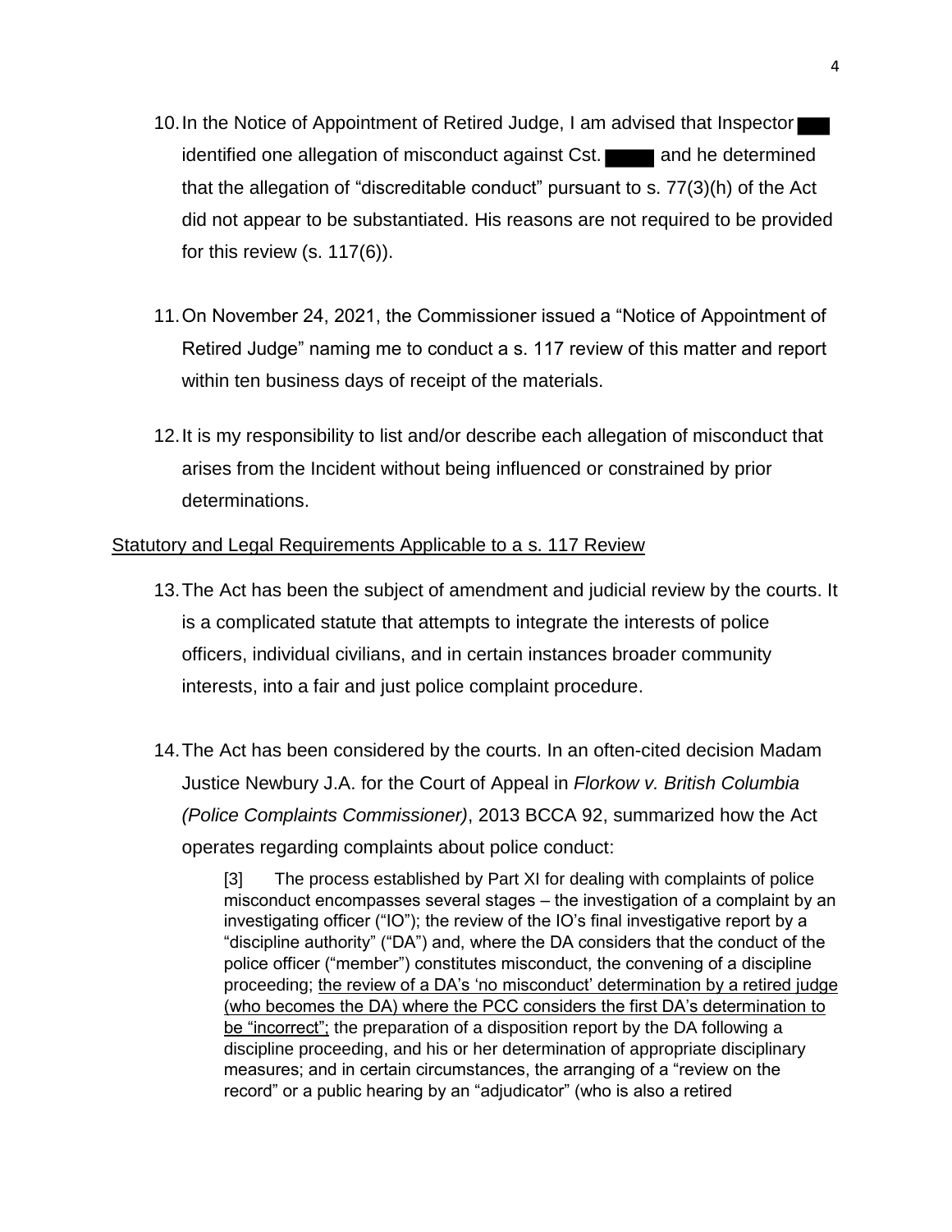10. In the Notice of Appointment of Retired Judge, I am advised that Inspector ███ identified one allegation of misconduct against Cst. ████ and he determined that the allegation of "discreditable conduct" pursuant to s. 77(3)(h) of the Act did not appear to be substantiated. His reasons are not required to be provided for this review (s. 117(6)).

11. On November 24, 2021, the Commissioner issued a "Notice of Appointment of Retired Judge" naming me to conduct a s. 117 review of this matter and report within ten business days of receipt of the materials.

12. It is my responsibility to list and/or describe each allegation of misconduct that arises from the Incident without being influenced or constrained by prior determinations.

<u>Statutory and Legal Requirements Applicable to a s. 117 Review</u>

13. The Act has been the subject of amendment and judicial review by the courts. It is a complicated statute that attempts to integrate the interests of police officers, individual civilians, and in certain instances broader community interests, into a fair and just police complaint procedure.

14. The Act has been considered by the courts. In an often-cited decision Madam Justice Newbury J.A. for the Court of Appeal in *Florkow v. British Columbia (Police Complaints Commissioner)*, 2013 BCCA 92, summarized how the Act operates regarding complaints about police conduct:

> [3] The process established by Part XI for dealing with complaints of police misconduct encompasses several stages – the investigation of a complaint by an investigating officer ("IO"); the review of the IO's final investigative report by a "discipline authority" ("DA") and, where the DA considers that the conduct of the police officer ("member") constitutes misconduct, the convening of a discipline proceeding; <u>the review of a DA's 'no misconduct' determination by a retired judge (who becomes the DA) where the PCC considers the first DA's determination to be "incorrect";</u> the preparation of a disposition report by the DA following a discipline proceeding, and his or her determination of appropriate disciplinary measures; and in certain circumstances, the arranging of a "review on the record" or a public hearing by an "adjudicator" (who is also a retired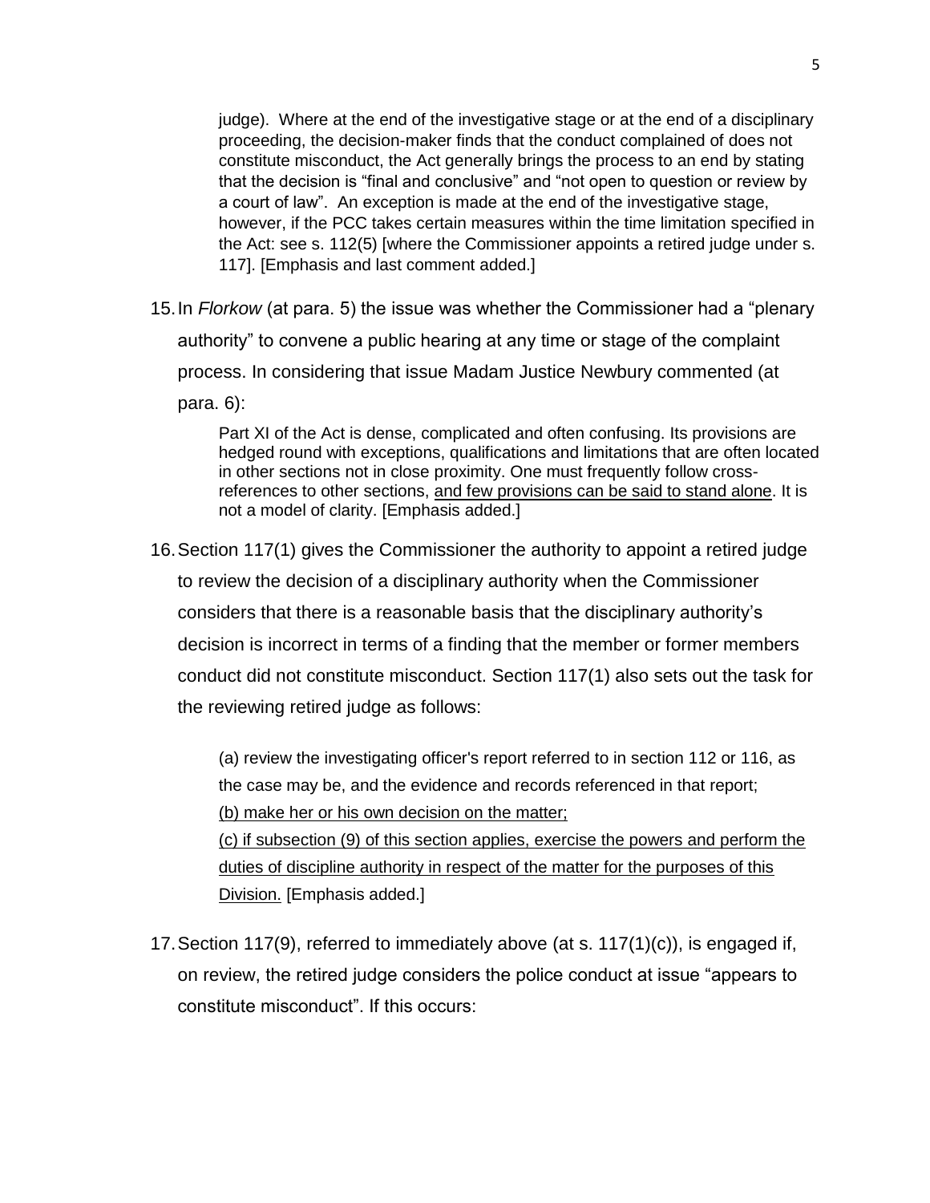> judge). Where at the end of the investigative stage or at the end of a disciplinary proceeding, the decision-maker finds that the conduct complained of does not constitute misconduct, the Act generally brings the process to an end by stating that the decision is "final and conclusive" and "not open to question or review by a court of law". An exception is made at the end of the investigative stage, however, if the PCC takes certain measures within the time limitation specified in the Act: see s. 112(5) [where the Commissioner appoints a retired judge under s. 117]. [Emphasis and last comment added.]

15. In *Florkow* (at para. 5) the issue was whether the Commissioner had a "plenary authority" to convene a public hearing at any time or stage of the complaint process. In considering that issue Madam Justice Newbury commented (at para. 6):

> Part XI of the Act is dense, complicated and often confusing. Its provisions are hedged round with exceptions, qualifications and limitations that are often located in other sections not in close proximity. One must frequently follow cross-references to other sections, <u>and few provisions can be said to stand alone</u>. It is not a model of clarity. [Emphasis added.]

16. Section 117(1) gives the Commissioner the authority to appoint a retired judge to review the decision of a disciplinary authority when the Commissioner considers that there is a reasonable basis that the disciplinary authority's decision is incorrect in terms of a finding that the member or former members conduct did not constitute misconduct. Section 117(1) also sets out the task for the reviewing retired judge as follows:

> (a) review the investigating officer's report referred to in section 112 or 116, as the case may be, and the evidence and records referenced in that report;
> <u>(b) make her or his own decision on the matter;</u>
> <u>(c) if subsection (9) of this section applies, exercise the powers and perform the duties of discipline authority in respect of the matter for the purposes of this Division.</u> [Emphasis added.]

17. Section 117(9), referred to immediately above (at s. 117(1)(c)), is engaged if, on review, the retired judge considers the police conduct at issue "appears to constitute misconduct". If this occurs: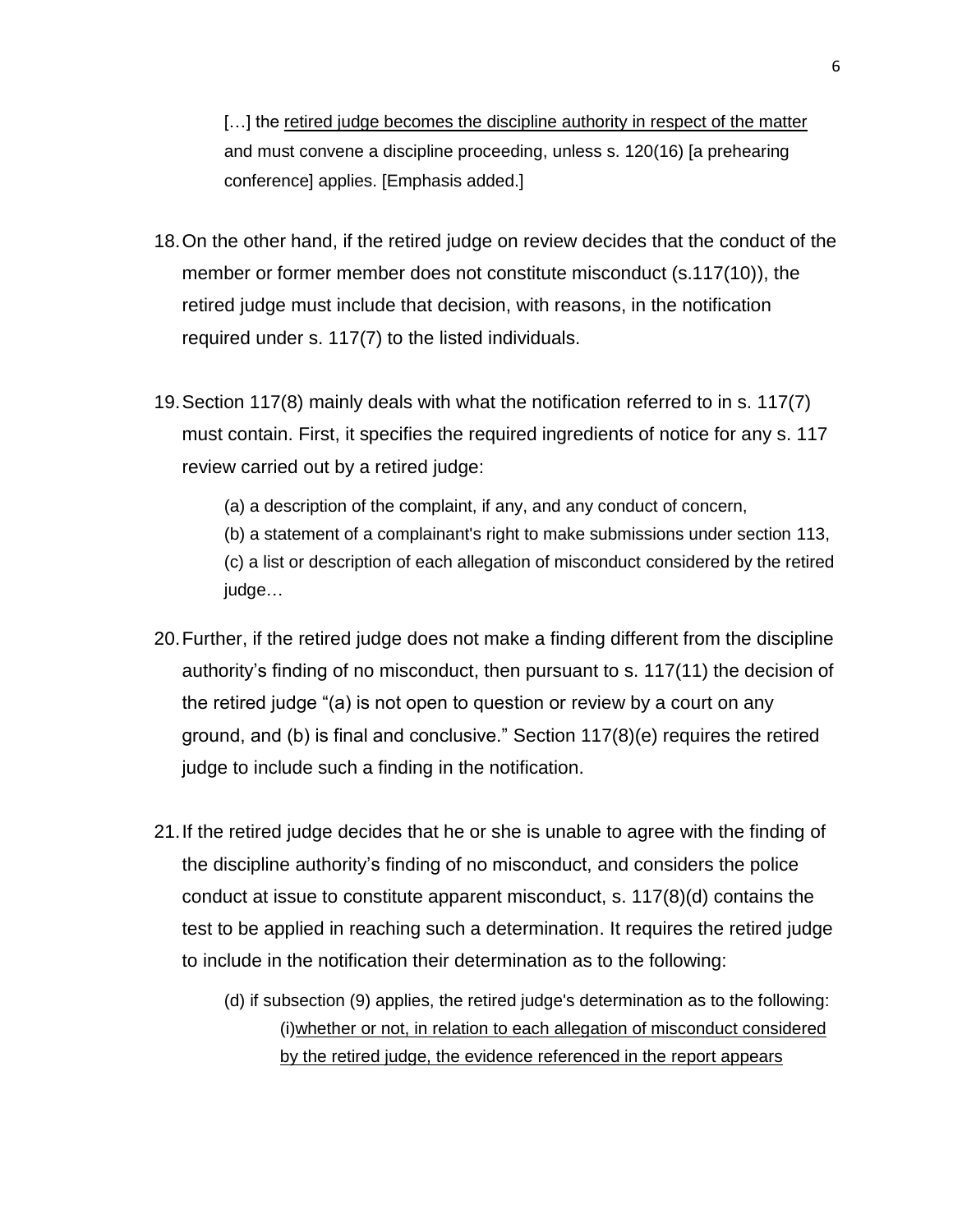> […] the <u>retired judge becomes the discipline authority in respect of the matter</u> and must convene a discipline proceeding, unless s. 120(16) [a prehearing conference] applies. [Emphasis added.]

18. On the other hand, if the retired judge on review decides that the conduct of the member or former member does not constitute misconduct (s.117(10)), the retired judge must include that decision, with reasons, in the notification required under s. 117(7) to the listed individuals.

19. Section 117(8) mainly deals with what the notification referred to in s. 117(7) must contain. First, it specifies the required ingredients of notice for any s. 117 review carried out by a retired judge:

    > (a) a description of the complaint, if any, and any conduct of concern,
    >
    > (b) a statement of a complainant's right to make submissions under section 113,
    >
    > (c) a list or description of each allegation of misconduct considered by the retired judge…

20. Further, if the retired judge does not make a finding different from the discipline authority's finding of no misconduct, then pursuant to s. 117(11) the decision of the retired judge "(a) is not open to question or review by a court on any ground, and (b) is final and conclusive." Section 117(8)(e) requires the retired judge to include such a finding in the notification.

21. If the retired judge decides that he or she is unable to agree with the finding of the discipline authority's finding of no misconduct, and considers the police conduct at issue to constitute apparent misconduct, s. 117(8)(d) contains the test to be applied in reaching such a determination. It requires the retired judge to include in the notification their determination as to the following:

    > (d) if subsection (9) applies, the retired judge's determination as to the following:
    >
    > (i)<u>whether or not, in relation to each allegation of misconduct considered by the retired judge, the evidence referenced in the report appears</u>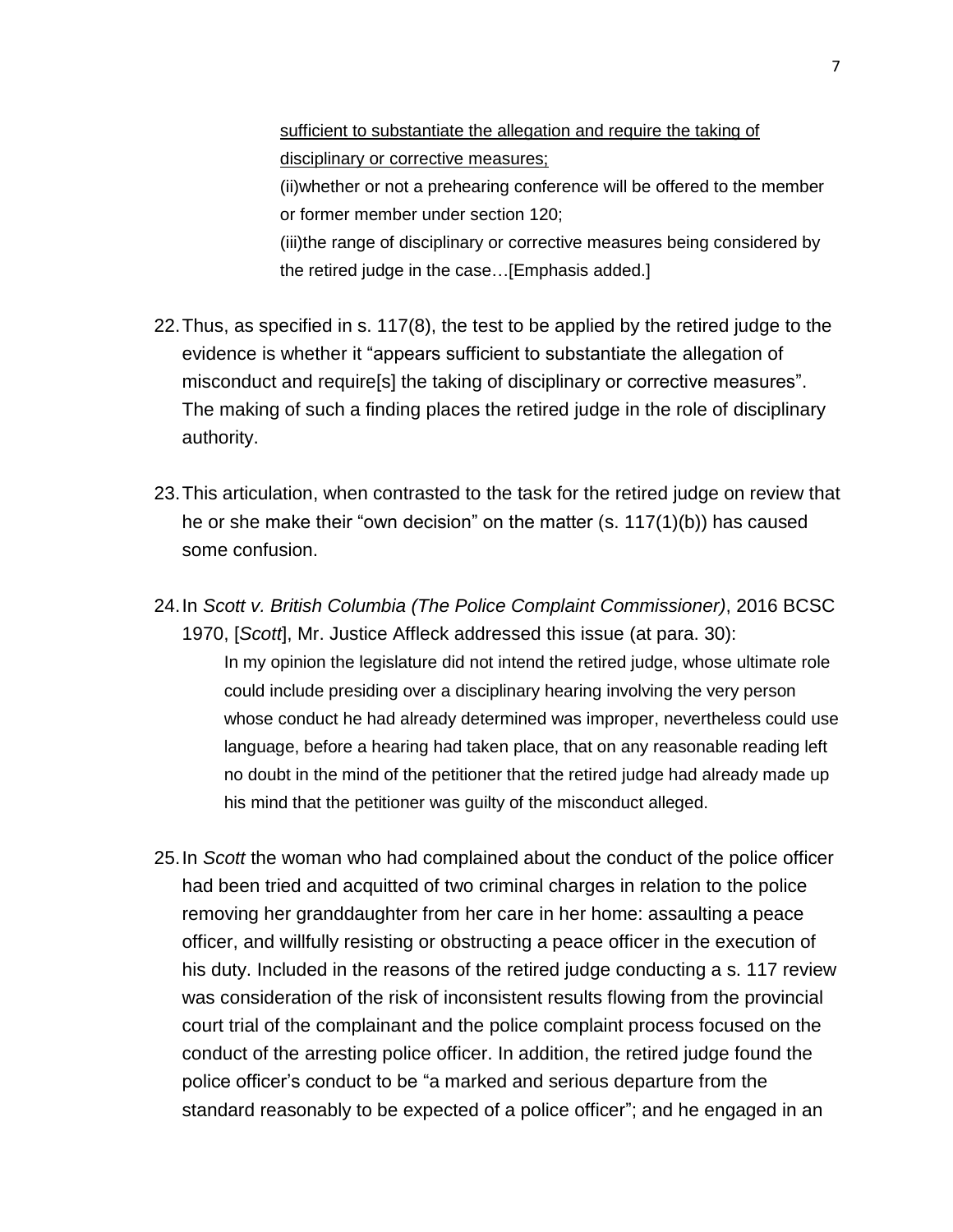> <u>sufficient to substantiate the allegation and require the taking of disciplinary or corrective measures;</u>
>
> (ii)whether or not a prehearing conference will be offered to the member or former member under section 120;
>
> (iii)the range of disciplinary or corrective measures being considered by the retired judge in the case…[Emphasis added.]

22. Thus, as specified in s. 117(8), the test to be applied by the retired judge to the evidence is whether it "appears sufficient to substantiate the allegation of misconduct and require[s] the taking of disciplinary or corrective measures". The making of such a finding places the retired judge in the role of disciplinary authority.

23. This articulation, when contrasted to the task for the retired judge on review that he or she make their "own decision" on the matter (s. 117(1)(b)) has caused some confusion.

24. In *Scott v. British Columbia (The Police Complaint Commissioner)*, 2016 BCSC 1970, [*Scott*], Mr. Justice Affleck addressed this issue (at para. 30):

    > In my opinion the legislature did not intend the retired judge, whose ultimate role could include presiding over a disciplinary hearing involving the very person whose conduct he had already determined was improper, nevertheless could use language, before a hearing had taken place, that on any reasonable reading left no doubt in the mind of the petitioner that the retired judge had already made up his mind that the petitioner was guilty of the misconduct alleged.

25. In *Scott* the woman who had complained about the conduct of the police officer had been tried and acquitted of two criminal charges in relation to the police removing her granddaughter from her care in her home: assaulting a peace officer, and willfully resisting or obstructing a peace officer in the execution of his duty. Included in the reasons of the retired judge conducting a s. 117 review was consideration of the risk of inconsistent results flowing from the provincial court trial of the complainant and the police complaint process focused on the conduct of the arresting police officer. In addition, the retired judge found the police officer's conduct to be "a marked and serious departure from the standard reasonably to be expected of a police officer"; and he engaged in an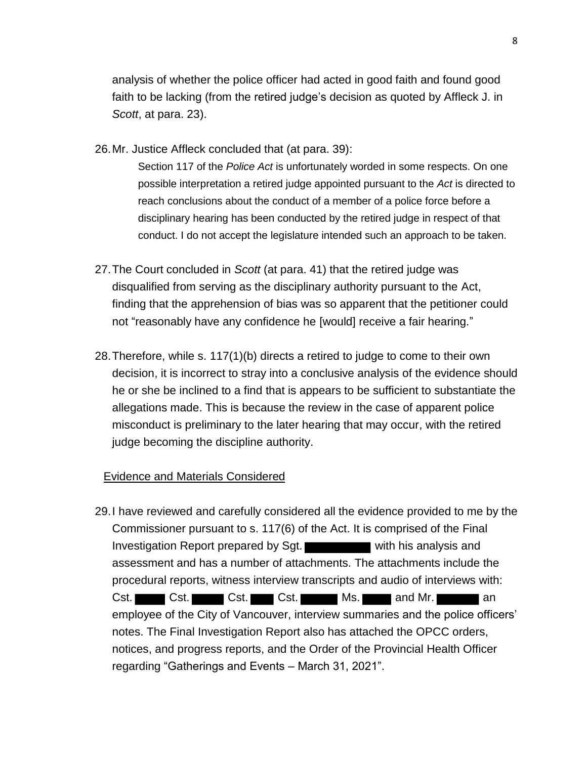analysis of whether the police officer had acted in good faith and found good faith to be lacking (from the retired judge's decision as quoted by Affleck J. in *Scott*, at para. 23).

26. Mr. Justice Affleck concluded that (at para. 39):

> Section 117 of the *Police Act* is unfortunately worded in some respects. On one possible interpretation a retired judge appointed pursuant to the *Act* is directed to reach conclusions about the conduct of a member of a police force before a disciplinary hearing has been conducted by the retired judge in respect of that conduct. I do not accept the legislature intended such an approach to be taken.

27. The Court concluded in *Scott* (at para. 41) that the retired judge was disqualified from serving as the disciplinary authority pursuant to the Act, finding that the apprehension of bias was so apparent that the petitioner could not "reasonably have any confidence he [would] receive a fair hearing."

28. Therefore, while s. 117(1)(b) directs a retired to judge to come to their own decision, it is incorrect to stray into a conclusive analysis of the evidence should he or she be inclined to a find that is appears to be sufficient to substantiate the allegations made. This is because the review in the case of apparent police misconduct is preliminary to the later hearing that may occur, with the retired judge becoming the discipline authority.

<u>Evidence and Materials Considered</u>

29. I have reviewed and carefully considered all the evidence provided to me by the Commissioner pursuant to s. 117(6) of the Act. It is comprised of the Final Investigation Report prepared by Sgt. ██████ with his analysis and assessment and has a number of attachments. The attachments include the procedural reports, witness interview transcripts and audio of interviews with: Cst. ████ Cst. ████ Cst. ███ Cst. ████ Ms. ████ and Mr. █████ an employee of the City of Vancouver, interview summaries and the police officers' notes. The Final Investigation Report also has attached the OPCC orders, notices, and progress reports, and the Order of the Provincial Health Officer regarding "Gatherings and Events – March 31, 2021".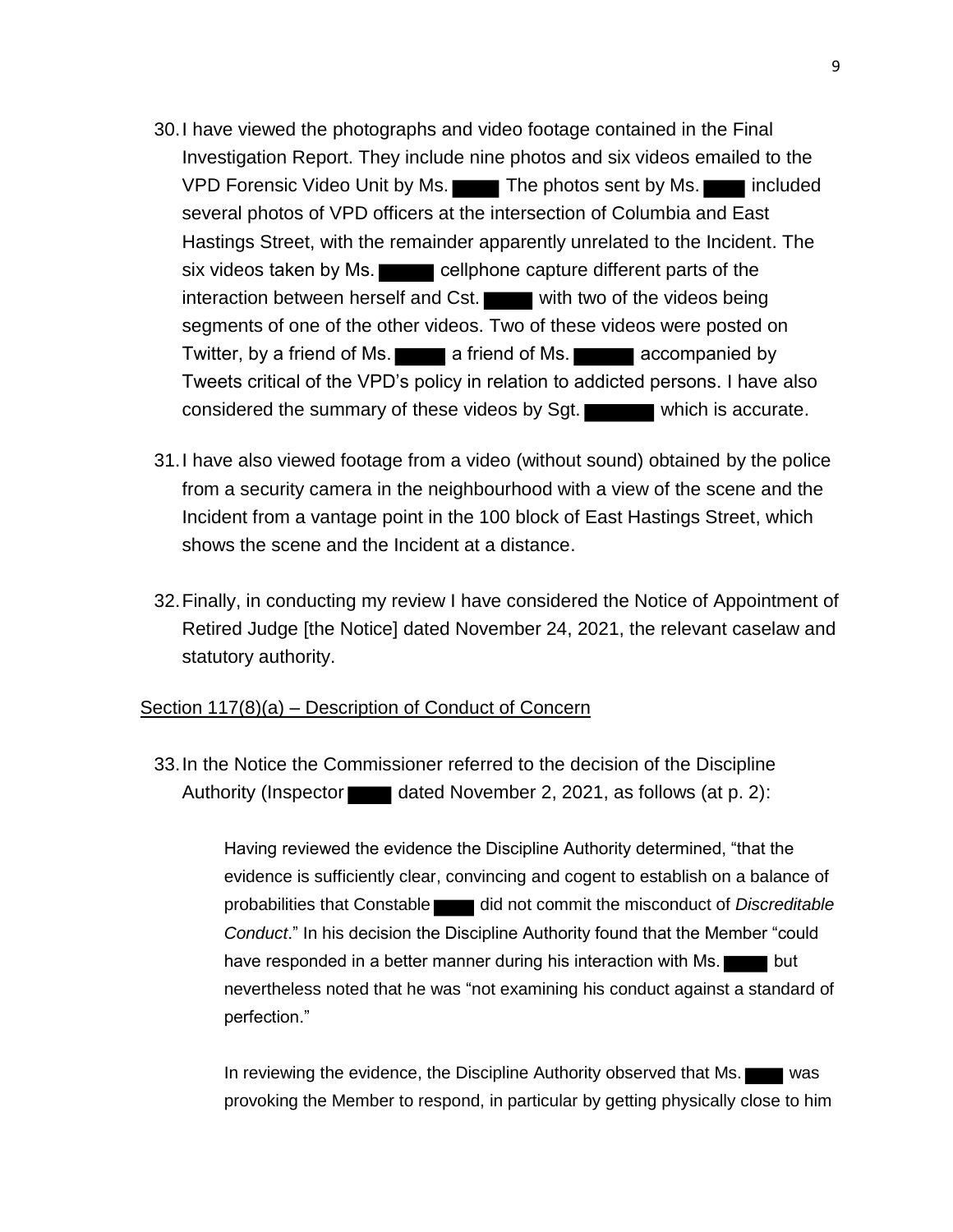30. I have viewed the photographs and video footage contained in the Final Investigation Report. They include nine photos and six videos emailed to the VPD Forensic Video Unit by Ms. ████ The photos sent by Ms. ████ included several photos of VPD officers at the intersection of Columbia and East Hastings Street, with the remainder apparently unrelated to the Incident. The six videos taken by Ms. ████ cellphone capture different parts of the interaction between herself and Cst. ████ with two of the videos being segments of one of the other videos. Two of these videos were posted on Twitter, by a friend of Ms. ████ a friend of Ms. ████ accompanied by Tweets critical of the VPD's policy in relation to addicted persons. I have also considered the summary of these videos by Sgt. ████ which is accurate.

31. I have also viewed footage from a video (without sound) obtained by the police from a security camera in the neighbourhood with a view of the scene and the Incident from a vantage point in the 100 block of East Hastings Street, which shows the scene and the Incident at a distance.

32. Finally, in conducting my review I have considered the Notice of Appointment of Retired Judge [the Notice] dated November 24, 2021, the relevant caselaw and statutory authority.

Section 117(8)(a) – Description of Conduct of Concern

33. In the Notice the Commissioner referred to the decision of the Discipline Authority (Inspector ████ dated November 2, 2021, as follows (at p. 2):

> Having reviewed the evidence the Discipline Authority determined, "that the evidence is sufficiently clear, convincing and cogent to establish on a balance of probabilities that Constable ████ did not commit the misconduct of *Discreditable Conduct*." In his decision the Discipline Authority found that the Member "could have responded in a better manner during his interaction with Ms. ████ but nevertheless noted that he was "not examining his conduct against a standard of perfection."
>
> In reviewing the evidence, the Discipline Authority observed that Ms. ████ was provoking the Member to respond, in particular by getting physically close to him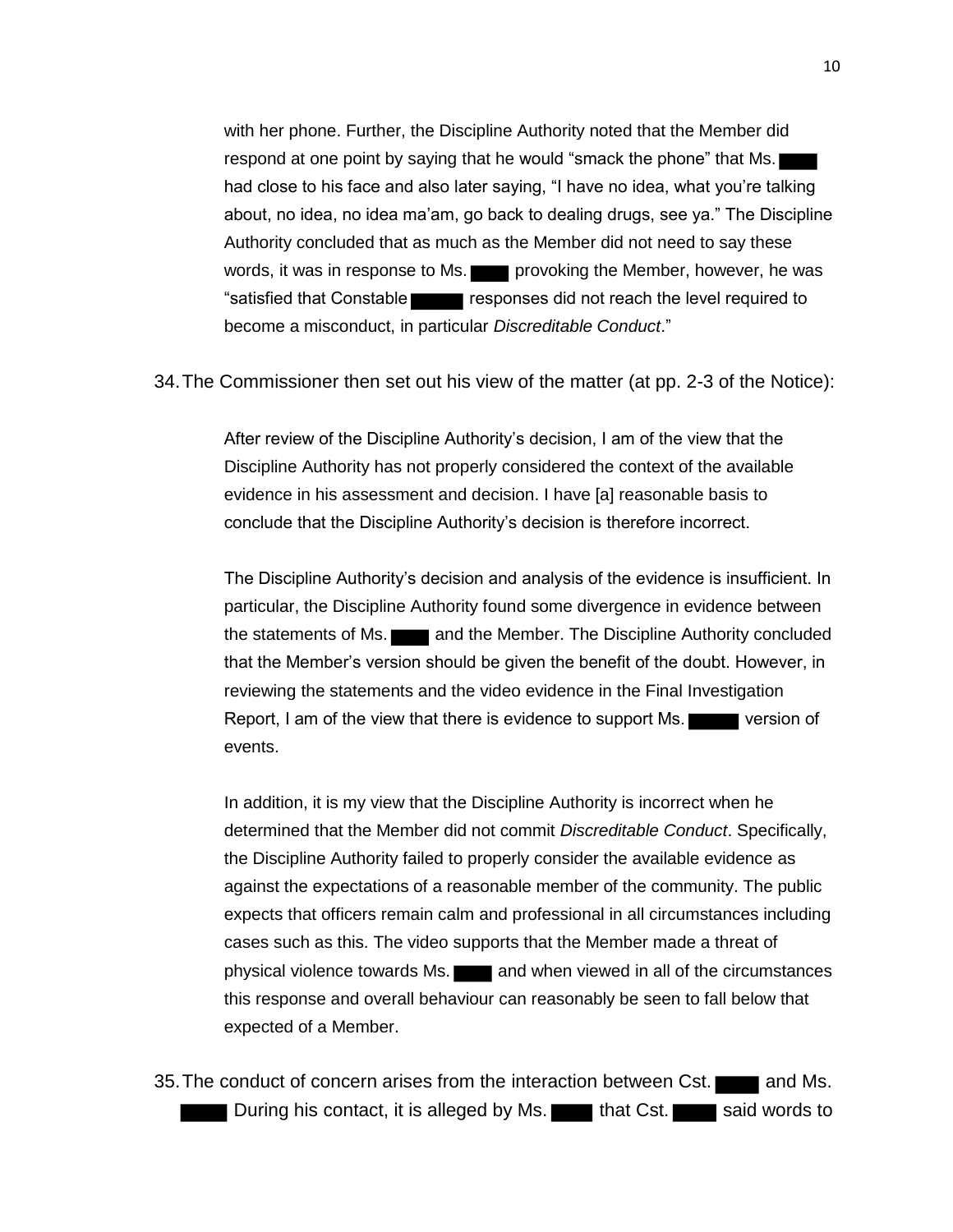with her phone. Further, the Discipline Authority noted that the Member did respond at one point by saying that he would "smack the phone" that Ms. ███ had close to his face and also later saying, "I have no idea, what you're talking about, no idea, no idea ma'am, go back to dealing drugs, see ya." The Discipline Authority concluded that as much as the Member did not need to say these words, it was in response to Ms. ███ provoking the Member, however, he was "satisfied that Constable ███ responses did not reach the level required to become a misconduct, in particular *Discreditable Conduct*."

34. The Commissioner then set out his view of the matter (at pp. 2-3 of the Notice):

> After review of the Discipline Authority's decision, I am of the view that the Discipline Authority has not properly considered the context of the available evidence in his assessment and decision. I have [a] reasonable basis to conclude that the Discipline Authority's decision is therefore incorrect.
>
> The Discipline Authority's decision and analysis of the evidence is insufficient. In particular, the Discipline Authority found some divergence in evidence between the statements of Ms. ███ and the Member. The Discipline Authority concluded that the Member's version should be given the benefit of the doubt. However, in reviewing the statements and the video evidence in the Final Investigation Report, I am of the view that there is evidence to support Ms. ███ version of events.
>
> In addition, it is my view that the Discipline Authority is incorrect when he determined that the Member did not commit *Discreditable Conduct*. Specifically, the Discipline Authority failed to properly consider the available evidence as against the expectations of a reasonable member of the community. The public expects that officers remain calm and professional in all circumstances including cases such as this. The video supports that the Member made a threat of physical violence towards Ms. ███ and when viewed in all of the circumstances this response and overall behaviour can reasonably be seen to fall below that expected of a Member.

35. The conduct of concern arises from the interaction between Cst. ███ and Ms. ███ During his contact, it is alleged by Ms. ███ that Cst. ███ said words to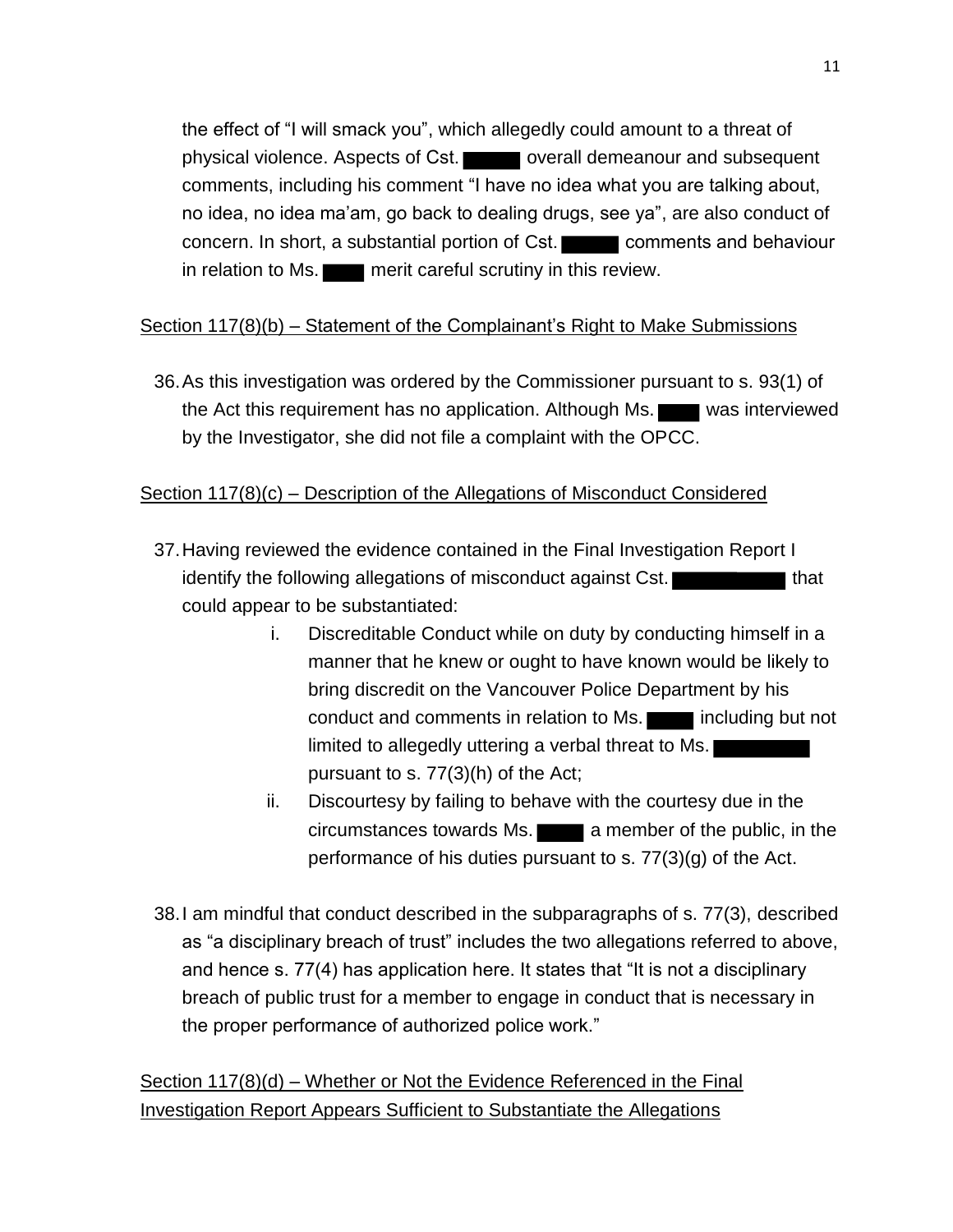the effect of "I will smack you", which allegedly could amount to a threat of physical violence. Aspects of Cst. ███ overall demeanour and subsequent comments, including his comment "I have no idea what you are talking about, no idea, no idea ma'am, go back to dealing drugs, see ya", are also conduct of concern. In short, a substantial portion of Cst. ███ comments and behaviour in relation to Ms. ███ merit careful scrutiny in this review.

<u>Section 117(8)(b) – Statement of the Complainant's Right to Make Submissions</u>

36. As this investigation was ordered by the Commissioner pursuant to s. 93(1) of the Act this requirement has no application. Although Ms. ███ was interviewed by the Investigator, she did not file a complaint with the OPCC.

<u>Section 117(8)(c) – Description of the Allegations of Misconduct Considered</u>

37. Having reviewed the evidence contained in the Final Investigation Report I identify the following allegations of misconduct against Cst. ███ that could appear to be substantiated:

    i. Discreditable Conduct while on duty by conducting himself in a manner that he knew or ought to have known would be likely to bring discredit on the Vancouver Police Department by his conduct and comments in relation to Ms. ███ including but not limited to allegedly uttering a verbal threat to Ms. ███ pursuant to s. 77(3)(h) of the Act;

    ii. Discourtesy by failing to behave with the courtesy due in the circumstances towards Ms. ███ a member of the public, in the performance of his duties pursuant to s. 77(3)(g) of the Act.

38. I am mindful that conduct described in the subparagraphs of s. 77(3), described as "a disciplinary breach of trust" includes the two allegations referred to above, and hence s. 77(4) has application here. It states that "It is not a disciplinary breach of public trust for a member to engage in conduct that is necessary in the proper performance of authorized police work."

<u>Section 117(8)(d) – Whether or Not the Evidence Referenced in the Final Investigation Report Appears Sufficient to Substantiate the Allegations</u>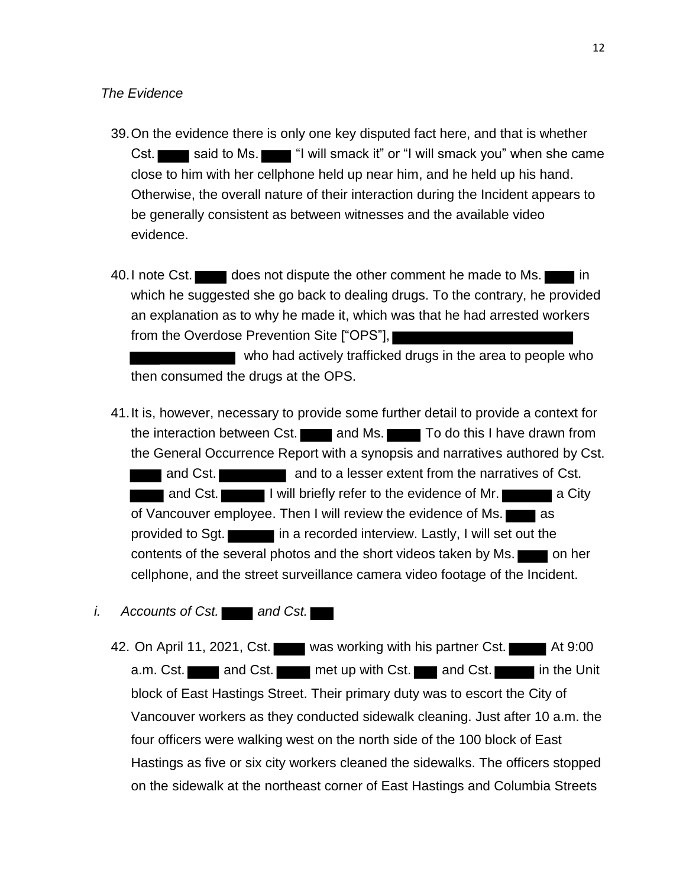*The Evidence*

39. On the evidence there is only one key disputed fact here, and that is whether Cst. ████ said to Ms. ████ "I will smack it" or "I will smack you" when she came close to him with her cellphone held up near him, and he held up his hand. Otherwise, the overall nature of their interaction during the Incident appears to be generally consistent as between witnesses and the available video evidence.

40. I note Cst. ████ does not dispute the other comment he made to Ms. ████ in which he suggested she go back to dealing drugs. To the contrary, he provided an explanation as to why he made it, which was that he had arrested workers from the Overdose Prevention Site ["OPS"], ████████████████████ ██████████ who had actively trafficked drugs in the area to people who then consumed the drugs at the OPS.

41. It is, however, necessary to provide some further detail to provide a context for the interaction between Cst. ████ and Ms. ████ To do this I have drawn from the General Occurrence Report with a synopsis and narratives authored by Cst. ████ and Cst. ██████ and to a lesser extent from the narratives of Cst. ████ and Cst. ████ I will briefly refer to the evidence of Mr. █████ a City of Vancouver employee. Then I will review the evidence of Ms. ████ as provided to Sgt. █████ in a recorded interview. Lastly, I will set out the contents of the several photos and the short videos taken by Ms. ████ on her cellphone, and the street surveillance camera video footage of the Incident.

*i. Accounts of Cst. ████ and Cst. ███*

42. On April 11, 2021, Cst. ████ was working with his partner Cst. ████ At 9:00 a.m. Cst. ████ and Cst. ████ met up with Cst. ███ and Cst. ████ in the Unit block of East Hastings Street. Their primary duty was to escort the City of Vancouver workers as they conducted sidewalk cleaning. Just after 10 a.m. the four officers were walking west on the north side of the 100 block of East Hastings as five or six city workers cleaned the sidewalks. The officers stopped on the sidewalk at the northeast corner of East Hastings and Columbia Streets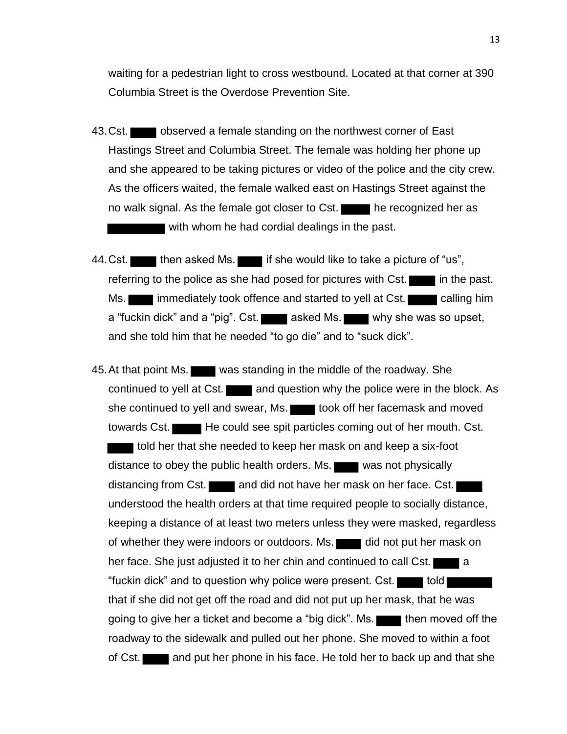waiting for a pedestrian light to cross westbound. Located at that corner at 390 Columbia Street is the Overdose Prevention Site.

43. Cst. ███ observed a female standing on the northwest corner of East Hastings Street and Columbia Street. The female was holding her phone up and she appeared to be taking pictures or video of the police and the city crew. As the officers waited, the female walked east on Hastings Street against the no walk signal. As the female got closer to Cst. ███ he recognized her as ███ with whom he had cordial dealings in the past.

44. Cst. ███ then asked Ms. ███ if she would like to take a picture of "us", referring to the police as she had posed for pictures with Cst. ███ in the past. Ms. ███ immediately took offence and started to yell at Cst. ███ calling him a "fuckin dick" and a "pig". Cst. ███ asked Ms. ███ why she was so upset, and she told him that he needed "to go die" and to "suck dick".

45. At that point Ms. ███ was standing in the middle of the roadway. She continued to yell at Cst. ███ and question why the police were in the block. As she continued to yell and swear, Ms. ███ took off her facemask and moved towards Cst. ███ He could see spit particles coming out of her mouth. Cst. ███ told her that she needed to keep her mask on and keep a six-foot distance to obey the public health orders. Ms. ███ was not physically distancing from Cst. ███ and did not have her mask on her face. Cst. ███ understood the health orders at that time required people to socially distance, keeping a distance of at least two meters unless they were masked, regardless of whether they were indoors or outdoors. Ms. ███ did not put her mask on her face. She just adjusted it to her chin and continued to call Cst. ███ a "fuckin dick" and to question why police were present. Cst. ███ told ███ that if she did not get off the road and did not put up her mask, that he was going to give her a ticket and become a "big dick". Ms. ███ then moved off the roadway to the sidewalk and pulled out her phone. She moved to within a foot of Cst. ███ and put her phone in his face. He told her to back up and that she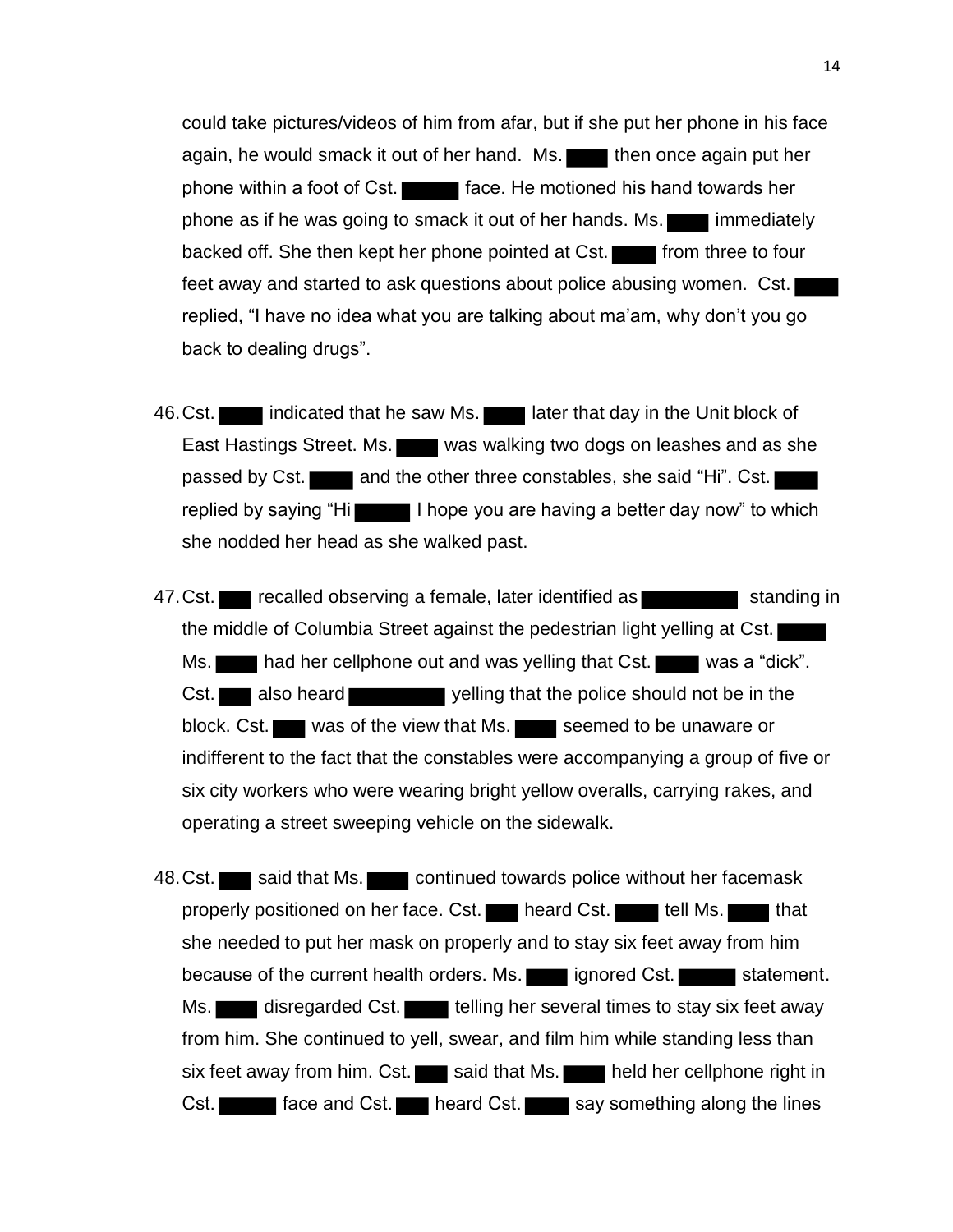could take pictures/videos of him from afar, but if she put her phone in his face again, he would smack it out of her hand. Ms. ████ then once again put her phone within a foot of Cst. ████ face. He motioned his hand towards her phone as if he was going to smack it out of her hands. Ms. ████ immediately backed off. She then kept her phone pointed at Cst. ████ from three to four feet away and started to ask questions about police abusing women. Cst. ████ replied, "I have no idea what you are talking about ma'am, why don't you go back to dealing drugs".

46. Cst. ████ indicated that he saw Ms. ████ later that day in the Unit block of East Hastings Street. Ms. ████ was walking two dogs on leashes and as she passed by Cst. ████ and the other three constables, she said "Hi". Cst. ████ replied by saying "Hi ████ I hope you are having a better day now" to which she nodded her head as she walked past.

47. Cst. ████ recalled observing a female, later identified as ████ standing in the middle of Columbia Street against the pedestrian light yelling at Cst. ████ Ms. ████ had her cellphone out and was yelling that Cst. ████ was a "dick". Cst. ████ also heard ████ yelling that the police should not be in the block. Cst. ████ was of the view that Ms. ████ seemed to be unaware or indifferent to the fact that the constables were accompanying a group of five or six city workers who were wearing bright yellow overalls, carrying rakes, and operating a street sweeping vehicle on the sidewalk.

48. Cst. ████ said that Ms. ████ continued towards police without her facemask properly positioned on her face. Cst. ████ heard Cst. ████ tell Ms. ████ that she needed to put her mask on properly and to stay six feet away from him because of the current health orders. Ms. ████ ignored Cst. ████ statement. Ms. ████ disregarded Cst. ████ telling her several times to stay six feet away from him. She continued to yell, swear, and film him while standing less than six feet away from him. Cst. ████ said that Ms. ████ held her cellphone right in Cst. ████ face and Cst. ████ heard Cst. ████ say something along the lines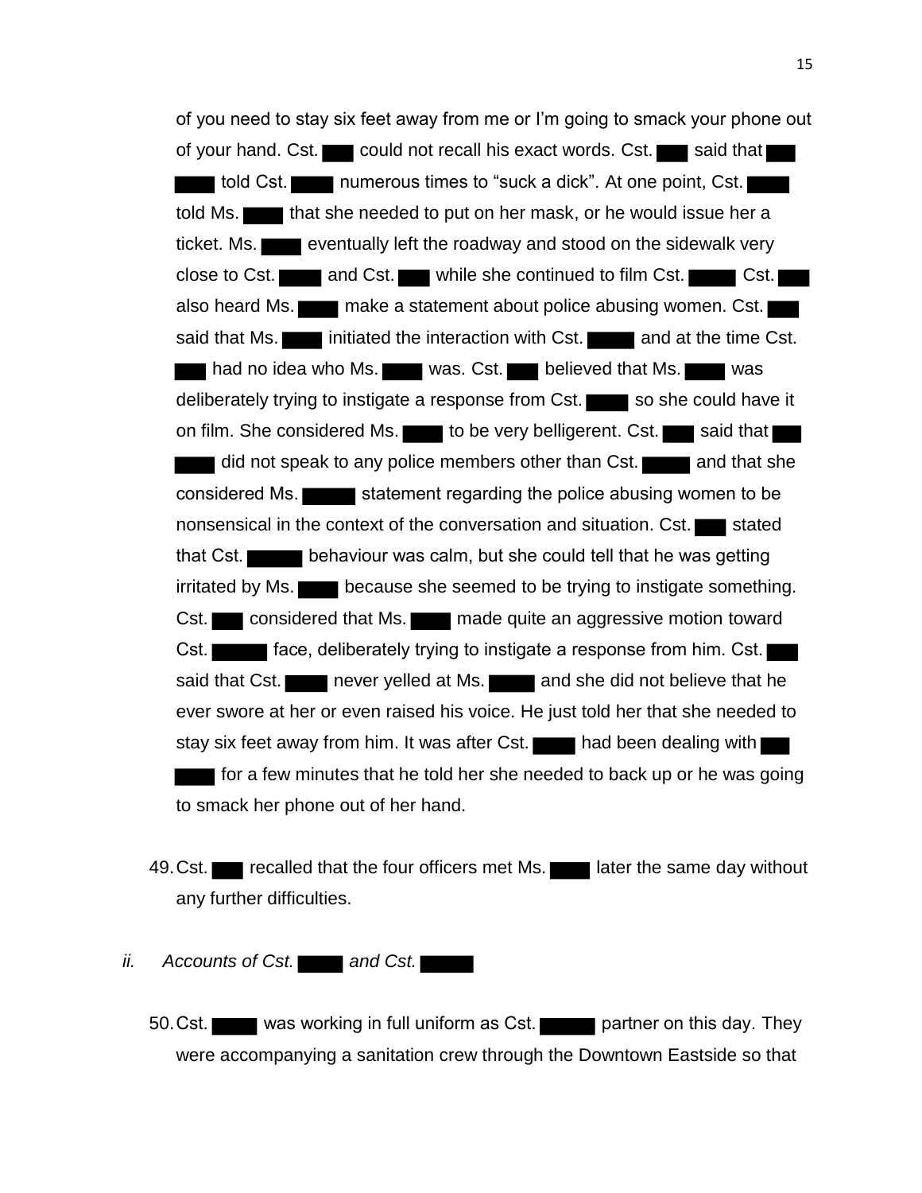of you need to stay six feet away from me or I'm going to smack your phone out of your hand. Cst. ■ could not recall his exact words. Cst. ■ said that ■ ■ told Cst. ■ numerous times to "suck a dick". At one point, Cst. ■ told Ms. ■ that she needed to put on her mask, or he would issue her a ticket. Ms. ■ eventually left the roadway and stood on the sidewalk very close to Cst. ■ and Cst. ■ while she continued to film Cst. ■ Cst. ■ also heard Ms. ■ make a statement about police abusing women. Cst. ■ said that Ms. ■ initiated the interaction with Cst. ■ and at the time Cst. ■ had no idea who Ms. ■ was. Cst. ■ believed that Ms. ■ was deliberately trying to instigate a response from Cst. ■ so she could have it on film. She considered Ms. ■ to be very belligerent. Cst. ■ said that ■ ■ did not speak to any police members other than Cst. ■ and that she considered Ms. ■ statement regarding the police abusing women to be nonsensical in the context of the conversation and situation. Cst. ■ stated that Cst. ■ behaviour was calm, but she could tell that he was getting irritated by Ms. ■ because she seemed to be trying to instigate something. Cst. ■ considered that Ms. ■ made quite an aggressive motion toward Cst. ■ face, deliberately trying to instigate a response from him. Cst. ■ said that Cst. ■ never yelled at Ms. ■ and she did not believe that he ever swore at her or even raised his voice. He just told her that she needed to stay six feet away from him. It was after Cst. ■ had been dealing with ■ ■ for a few minutes that he told her she needed to back up or he was going to smack her phone out of her hand.

49. Cst. ■ recalled that the four officers met Ms. ■ later the same day without any further difficulties.

*ii. Accounts of Cst. ■ and Cst. ■*

50. Cst. ■ was working in full uniform as Cst. ■ partner on this day. They were accompanying a sanitation crew through the Downtown Eastside so that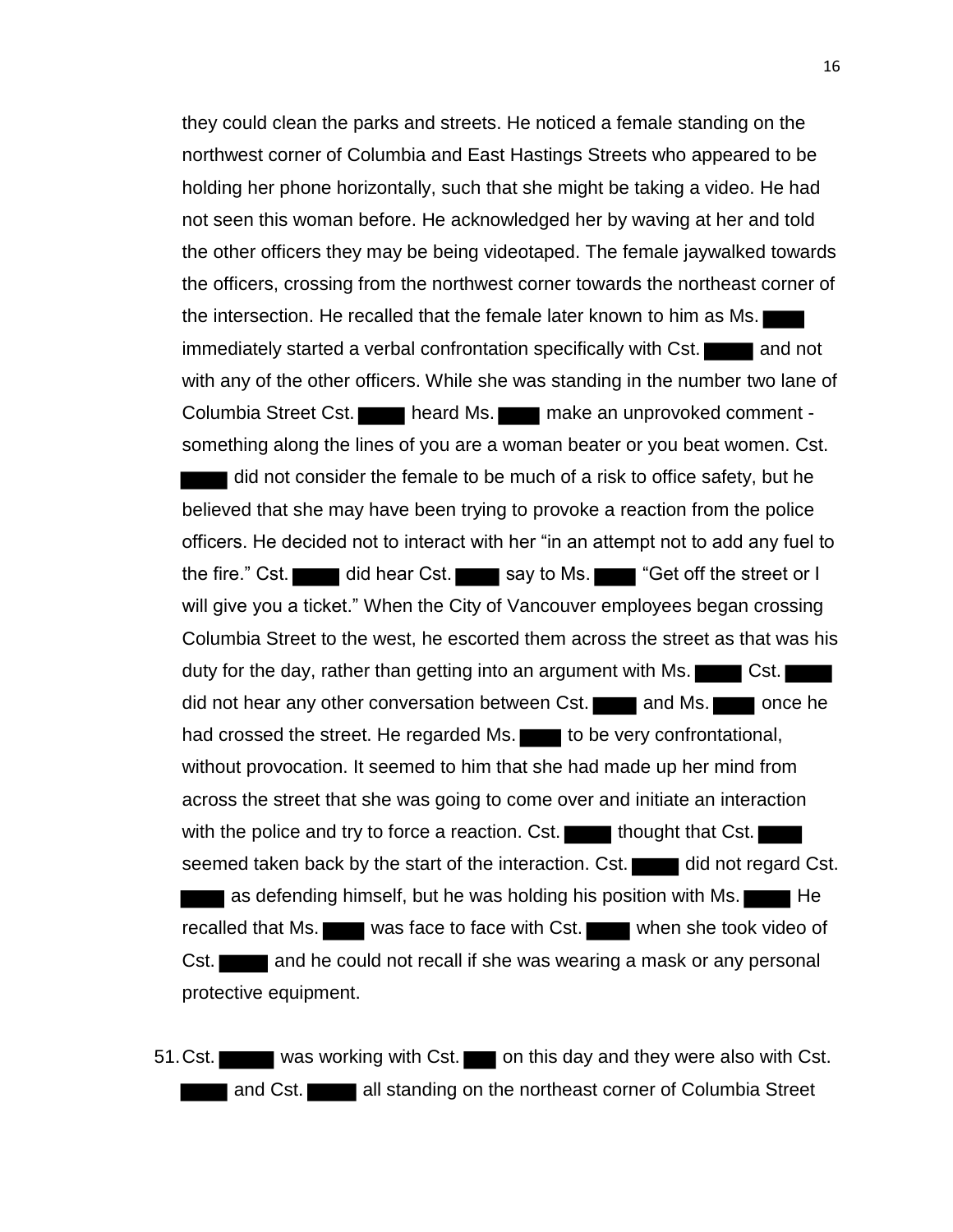they could clean the parks and streets. He noticed a female standing on the northwest corner of Columbia and East Hastings Streets who appeared to be holding her phone horizontally, such that she might be taking a video. He had not seen this woman before. He acknowledged her by waving at her and told the other officers they may be being videotaped. The female jaywalked towards the officers, crossing from the northwest corner towards the northeast corner of the intersection. He recalled that the female later known to him as Ms. ████ immediately started a verbal confrontation specifically with Cst. ████ and not with any of the other officers. While she was standing in the number two lane of Columbia Street Cst. ████ heard Ms. ████ make an unprovoked comment - something along the lines of you are a woman beater or you beat women. Cst. ████ did not consider the female to be much of a risk to office safety, but he believed that she may have been trying to provoke a reaction from the police officers. He decided not to interact with her "in an attempt not to add any fuel to the fire." Cst. ████ did hear Cst. ████ say to Ms. ████ "Get off the street or I will give you a ticket." When the City of Vancouver employees began crossing Columbia Street to the west, he escorted them across the street as that was his duty for the day, rather than getting into an argument with Ms. ████ Cst. ████ did not hear any other conversation between Cst. ████ and Ms. ████ once he had crossed the street. He regarded Ms. ████ to be very confrontational, without provocation. It seemed to him that she had made up her mind from across the street that she was going to come over and initiate an interaction with the police and try to force a reaction. Cst. ████ thought that Cst. ████ seemed taken back by the start of the interaction. Cst. ████ did not regard Cst. ████ as defending himself, but he was holding his position with Ms. ████ He recalled that Ms. ████ was face to face with Cst. ████ when she took video of Cst. ████ and he could not recall if she was wearing a mask or any personal protective equipment.

51. Cst. ████ was working with Cst. ████ on this day and they were also with Cst. ████ and Cst. ████ all standing on the northeast corner of Columbia Street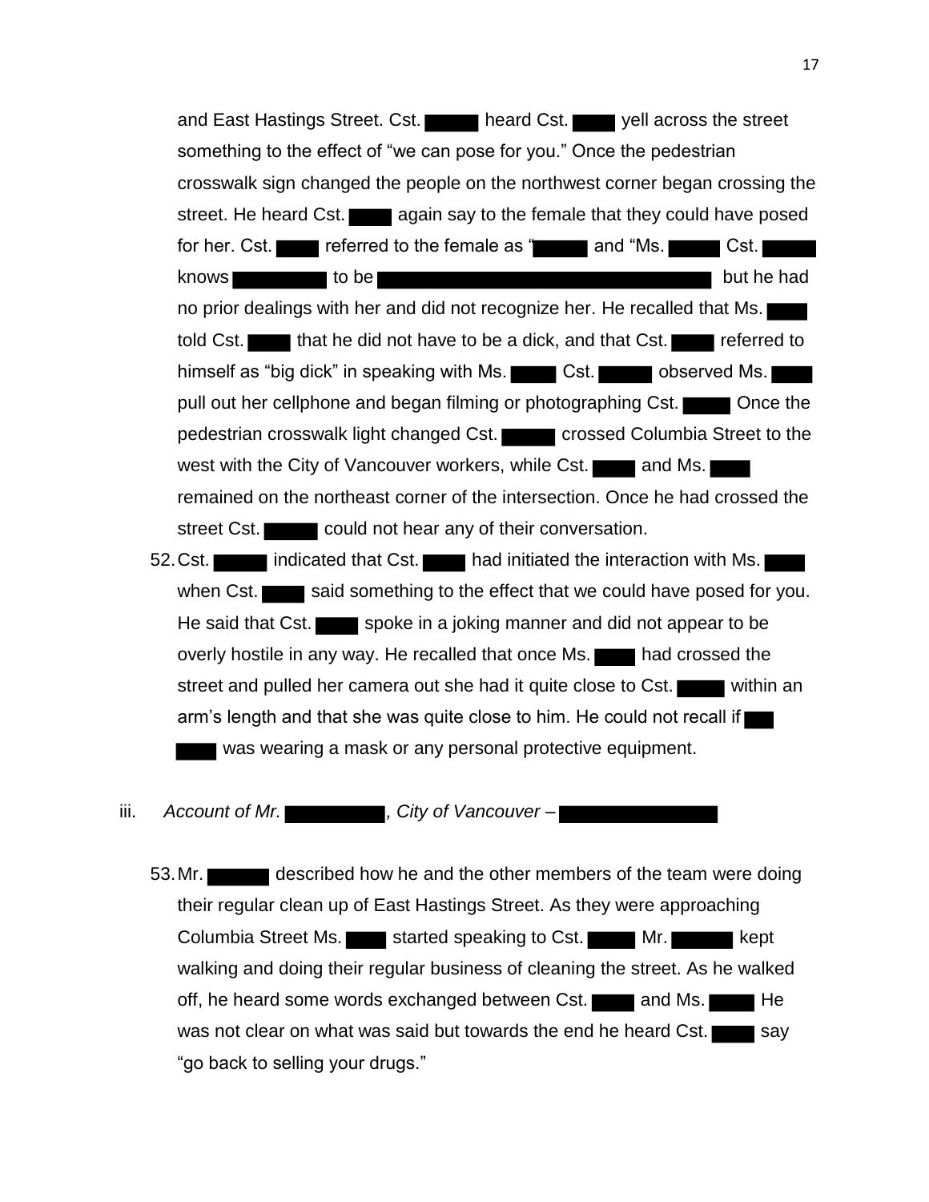and East Hastings Street. Cst. ██████ heard Cst. ██████ yell across the street something to the effect of "we can pose for you." Once the pedestrian crosswalk sign changed the people on the northwest corner began crossing the street. He heard Cst. ██████ again say to the female that they could have posed for her. Cst. ██████ referred to the female as "██████ and "Ms. ██████ Cst. ██████ knows ██████████ to be ██████████████████████████████████ but he had no prior dealings with her and did not recognize her. He recalled that Ms. ██████ told Cst. ██████ that he did not have to be a dick, and that Cst. ██████ referred to himself as "big dick" in speaking with Ms. ██████ Cst. ██████ observed Ms. ██████ pull out her cellphone and began filming or photographing Cst. ██████ Once the pedestrian crosswalk light changed Cst. ██████ crossed Columbia Street to the west with the City of Vancouver workers, while Cst. ██████ and Ms. ██████ remained on the northeast corner of the intersection. Once he had crossed the street Cst. ██████ could not hear any of their conversation.

52. Cst. ██████ indicated that Cst. ██████ had initiated the interaction with Ms. ██████ when Cst. ██████ said something to the effect that we could have posed for you. He said that Cst. ██████ spoke in a joking manner and did not appear to be overly hostile in any way. He recalled that once Ms. ██████ had crossed the street and pulled her camera out she had it quite close to Cst. ██████ within an arm's length and that she was quite close to him. He could not recall if ██████ ██████ was wearing a mask or any personal protective equipment.

iii. *Account of Mr. ██████████, City of Vancouver – ██████████████████*

53. Mr. ██████ described how he and the other members of the team were doing their regular clean up of East Hastings Street. As they were approaching Columbia Street Ms. ██████ started speaking to Cst. ██████ Mr. ██████ kept walking and doing their regular business of cleaning the street. As he walked off, he heard some words exchanged between Cst. ██████ and Ms. ██████ He was not clear on what was said but towards the end he heard Cst. ██████ say "go back to selling your drugs."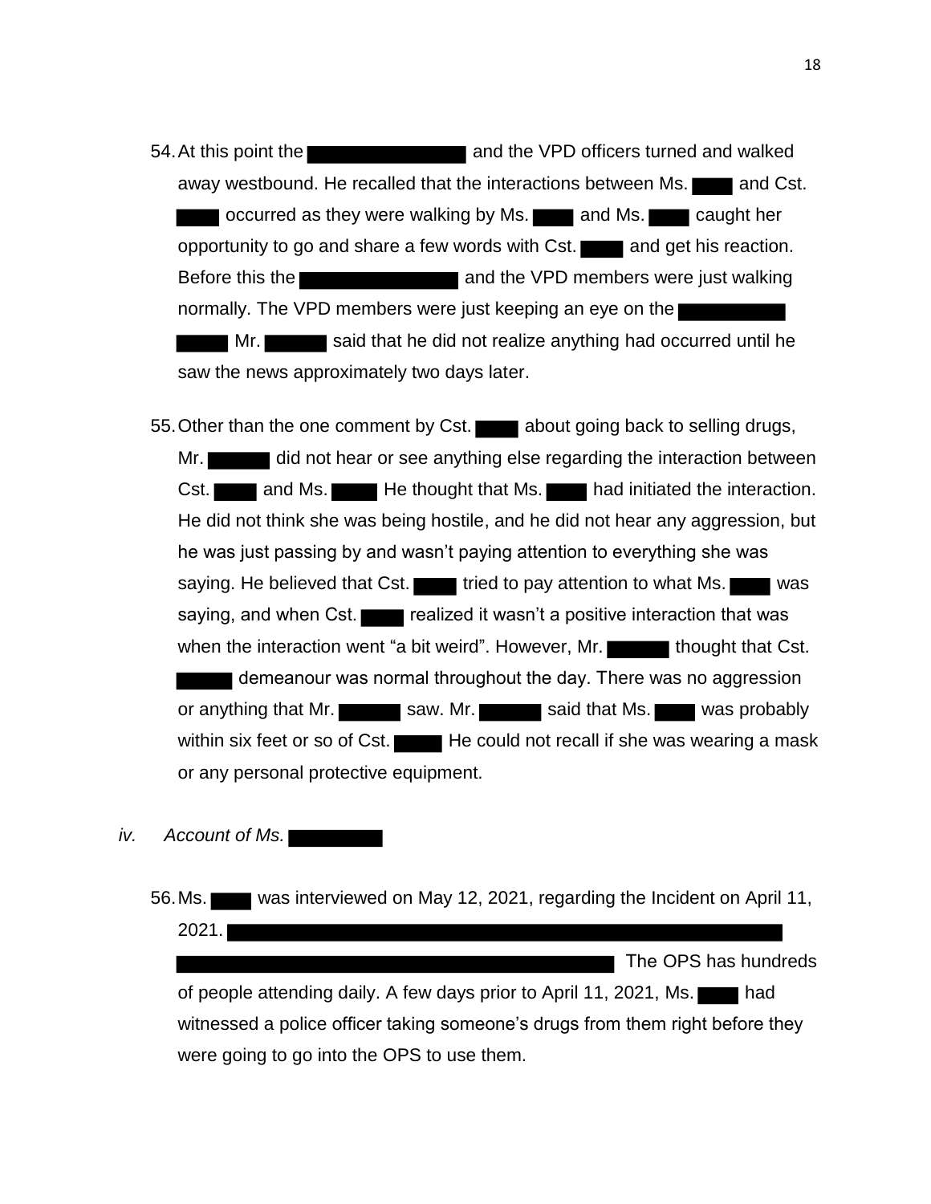54. At this point the ████████████ and the VPD officers turned and walked away westbound. He recalled that the interactions between Ms. ███ and Cst. ███ occurred as they were walking by Ms. ███ and Ms. ███ caught her opportunity to go and share a few words with Cst. ███ and get his reaction. Before this the ████████████ and the VPD members were just walking normally. The VPD members were just keeping an eye on the ████████ ████ Mr. █████ said that he did not realize anything had occurred until he saw the news approximately two days later.

55. Other than the one comment by Cst. ███ about going back to selling drugs, Mr. █████ did not hear or see anything else regarding the interaction between Cst. ███ and Ms. ███ He thought that Ms. ███ had initiated the interaction. He did not think she was being hostile, and he did not hear any aggression, but he was just passing by and wasn't paying attention to everything she was saying. He believed that Cst. ███ tried to pay attention to what Ms. ███ was saying, and when Cst. ███ realized it wasn't a positive interaction that was when the interaction went "a bit weird". However, Mr. █████ thought that Cst. ████ demeanour was normal throughout the day. There was no aggression or anything that Mr. █████ saw. Mr. █████ said that Ms. ███ was probably within six feet or so of Cst. ███ He could not recall if she was wearing a mask or any personal protective equipment.

*iv. Account of Ms. ██████*

56. Ms. ███ was interviewed on May 12, 2021, regarding the Incident on April 11, 2021. ██████████████████████████████████████████ ████████████████████████████████ The OPS has hundreds of people attending daily. A few days prior to April 11, 2021, Ms. ███ had witnessed a police officer taking someone's drugs from them right before they were going to go into the OPS to use them.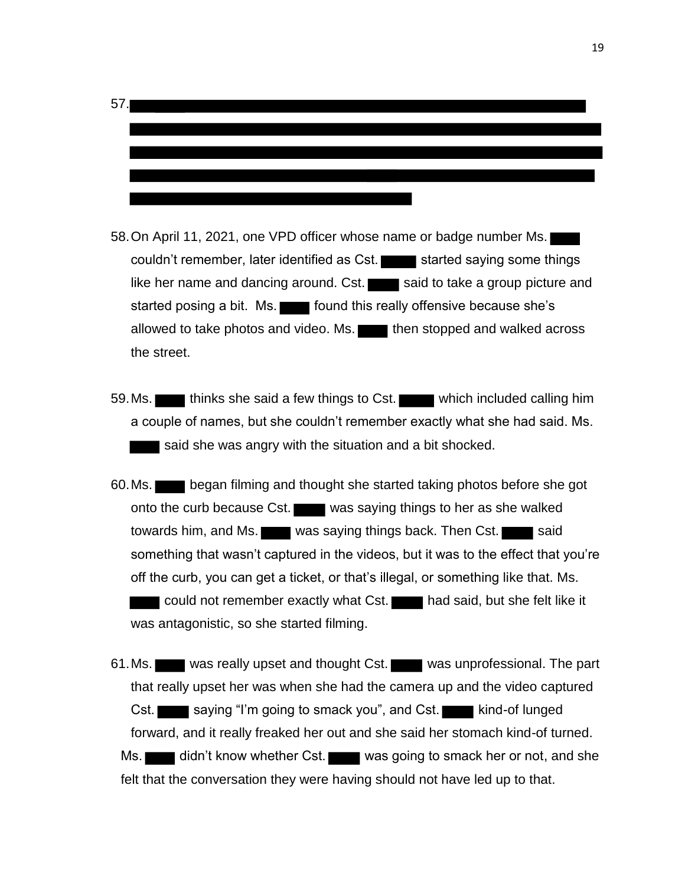57. ██████████████████████████████████████████████████████████████████████████████████████████████████████████████████████████████████████████████████████████████████████████████████████████████████████████████████████

58. On April 11, 2021, one VPD officer whose name or badge number Ms. ████ couldn't remember, later identified as Cst. ████ started saying some things like her name and dancing around. Cst. ████ said to take a group picture and started posing a bit. Ms. ████ found this really offensive because she's allowed to take photos and video. Ms. ████ then stopped and walked across the street.

59. Ms. ████ thinks she said a few things to Cst. ████ which included calling him a couple of names, but she couldn't remember exactly what she had said. Ms. ████ said she was angry with the situation and a bit shocked.

60. Ms. ████ began filming and thought she started taking photos before she got onto the curb because Cst. ████ was saying things to her as she walked towards him, and Ms. ████ was saying things back. Then Cst. ████ said something that wasn't captured in the videos, but it was to the effect that you're off the curb, you can get a ticket, or that's illegal, or something like that. Ms. ████ could not remember exactly what Cst. ████ had said, but she felt like it was antagonistic, so she started filming.

61. Ms. ████ was really upset and thought Cst. ████ was unprofessional. The part that really upset her was when she had the camera up and the video captured Cst. ████ saying "I'm going to smack you", and Cst. ████ kind-of lunged forward, and it really freaked her out and she said her stomach kind-of turned. Ms. ████ didn't know whether Cst. ████ was going to smack her or not, and she felt that the conversation they were having should not have led up to that.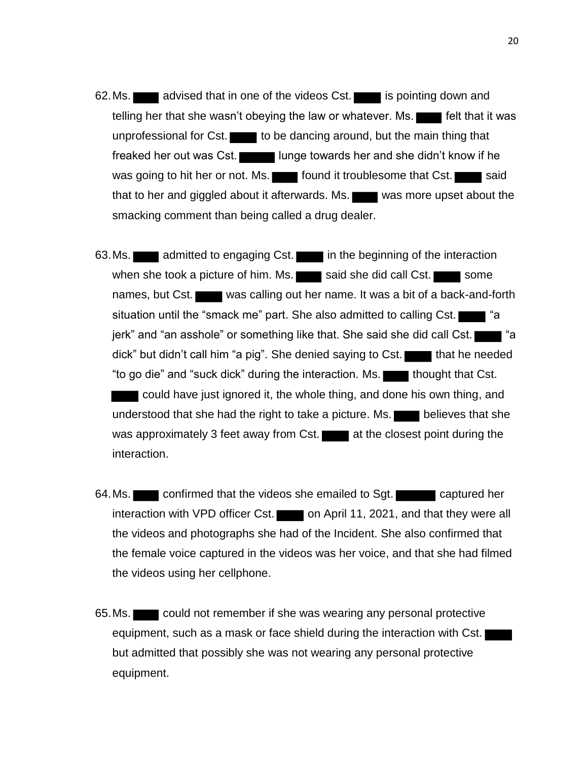62. Ms. ████ advised that in one of the videos Cst. ████ is pointing down and telling her that she wasn't obeying the law or whatever. Ms. ████ felt that it was unprofessional for Cst. ████ to be dancing around, but the main thing that freaked her out was Cst. ████ lunge towards her and she didn't know if he was going to hit her or not. Ms. ████ found it troublesome that Cst. ████ said that to her and giggled about it afterwards. Ms. ████ was more upset about the smacking comment than being called a drug dealer.

63. Ms. ████ admitted to engaging Cst. ████ in the beginning of the interaction when she took a picture of him. Ms. ████ said she did call Cst. ████ some names, but Cst. ████ was calling out her name. It was a bit of a back-and-forth situation until the "smack me" part. She also admitted to calling Cst. ████ "a jerk" and "an asshole" or something like that. She said she did call Cst. ████ "a dick" but didn't call him "a pig". She denied saying to Cst. ████ that he needed "to go die" and "suck dick" during the interaction. Ms. ████ thought that Cst. ████ could have just ignored it, the whole thing, and done his own thing, and understood that she had the right to take a picture. Ms. ████ believes that she was approximately 3 feet away from Cst. ████ at the closest point during the interaction.

64. Ms. ████ confirmed that the videos she emailed to Sgt. ████ captured her interaction with VPD officer Cst. ████ on April 11, 2021, and that they were all the videos and photographs she had of the Incident. She also confirmed that the female voice captured in the videos was her voice, and that she had filmed the videos using her cellphone.

65. Ms. ████ could not remember if she was wearing any personal protective equipment, such as a mask or face shield during the interaction with Cst. ████ but admitted that possibly she was not wearing any personal protective equipment.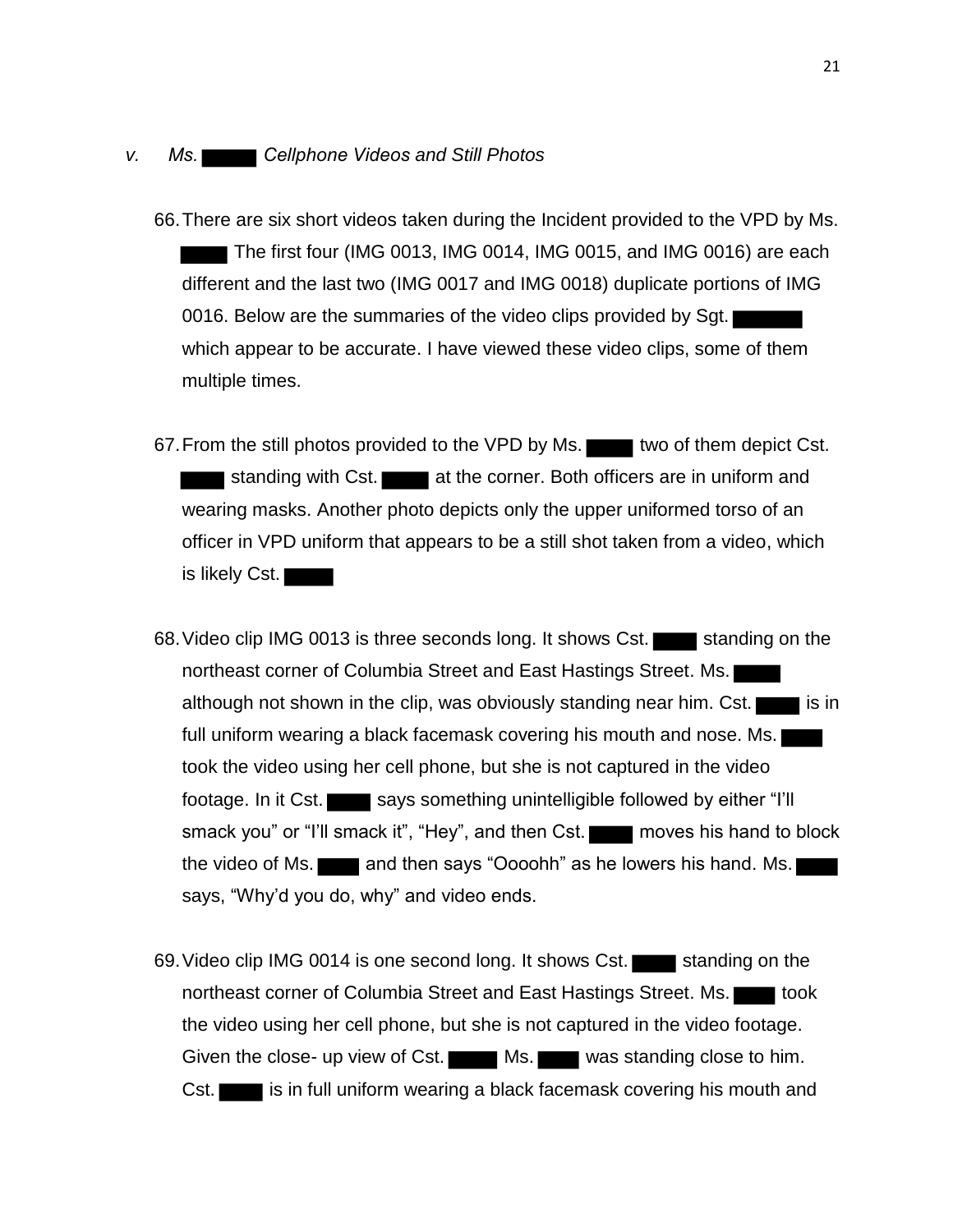*v. Ms. ████ Cellphone Videos and Still Photos*

66. There are six short videos taken during the Incident provided to the VPD by Ms. ████ The first four (IMG 0013, IMG 0014, IMG 0015, and IMG 0016) are each different and the last two (IMG 0017 and IMG 0018) duplicate portions of IMG 0016. Below are the summaries of the video clips provided by Sgt. ████ which appear to be accurate. I have viewed these video clips, some of them multiple times.

67. From the still photos provided to the VPD by Ms. ████ two of them depict Cst. ████ standing with Cst. ████ at the corner. Both officers are in uniform and wearing masks. Another photo depicts only the upper uniformed torso of an officer in VPD uniform that appears to be a still shot taken from a video, which is likely Cst. ████

68. Video clip IMG 0013 is three seconds long. It shows Cst. ████ standing on the northeast corner of Columbia Street and East Hastings Street. Ms. ████ although not shown in the clip, was obviously standing near him. Cst. ████ is in full uniform wearing a black facemask covering his mouth and nose. Ms. ████ took the video using her cell phone, but she is not captured in the video footage. In it Cst. ████ says something unintelligible followed by either "I'll smack you" or "I'll smack it", "Hey", and then Cst. ████ moves his hand to block the video of Ms. ████ and then says "Oooohh" as he lowers his hand. Ms. ████ says, "Why'd you do, why" and video ends.

69. Video clip IMG 0014 is one second long. It shows Cst. ████ standing on the northeast corner of Columbia Street and East Hastings Street. Ms. ████ took the video using her cell phone, but she is not captured in the video footage. Given the close- up view of Cst. ████ Ms. ████ was standing close to him. Cst. ████ is in full uniform wearing a black facemask covering his mouth and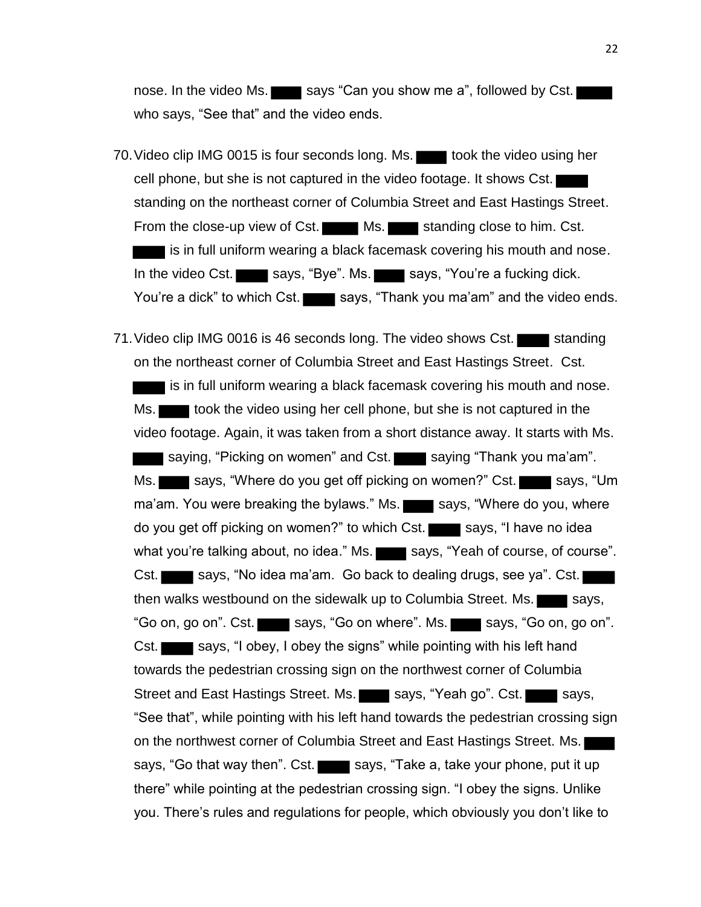nose. In the video Ms. ████ says "Can you show me a", followed by Cst. ████ who says, "See that" and the video ends.

70. Video clip IMG 0015 is four seconds long. Ms. ████ took the video using her cell phone, but she is not captured in the video footage. It shows Cst. ████ standing on the northeast corner of Columbia Street and East Hastings Street. From the close-up view of Cst. ████ Ms. ████ standing close to him. Cst. ████ is in full uniform wearing a black facemask covering his mouth and nose. In the video Cst. ████ says, "Bye". Ms. ████ says, "You're a fucking dick. You're a dick" to which Cst. ████ says, "Thank you ma'am" and the video ends.

71. Video clip IMG 0016 is 46 seconds long. The video shows Cst. ████ standing on the northeast corner of Columbia Street and East Hastings Street. Cst. ████ is in full uniform wearing a black facemask covering his mouth and nose. Ms. ████ took the video using her cell phone, but she is not captured in the video footage. Again, it was taken from a short distance away. It starts with Ms. ████ saying, "Picking on women" and Cst. ████ saying "Thank you ma'am". Ms. ████ says, "Where do you get off picking on women?" Cst. ████ says, "Um ma'am. You were breaking the bylaws." Ms. ████ says, "Where do you, where do you get off picking on women?" to which Cst. ████ says, "I have no idea what you're talking about, no idea." Ms. ████ says, "Yeah of course, of course". Cst. ████ says, "No idea ma'am. Go back to dealing drugs, see ya". Cst. ████ then walks westbound on the sidewalk up to Columbia Street. Ms. ████ says, "Go on, go on". Cst. ████ says, "Go on where". Ms. ████ says, "Go on, go on". Cst. ████ says, "I obey, I obey the signs" while pointing with his left hand towards the pedestrian crossing sign on the northwest corner of Columbia Street and East Hastings Street. Ms. ████ says, "Yeah go". Cst. ████ says, "See that", while pointing with his left hand towards the pedestrian crossing sign on the northwest corner of Columbia Street and East Hastings Street. Ms. ████ says, "Go that way then". Cst. ████ says, "Take a, take your phone, put it up there" while pointing at the pedestrian crossing sign. "I obey the signs. Unlike you. There's rules and regulations for people, which obviously you don't like to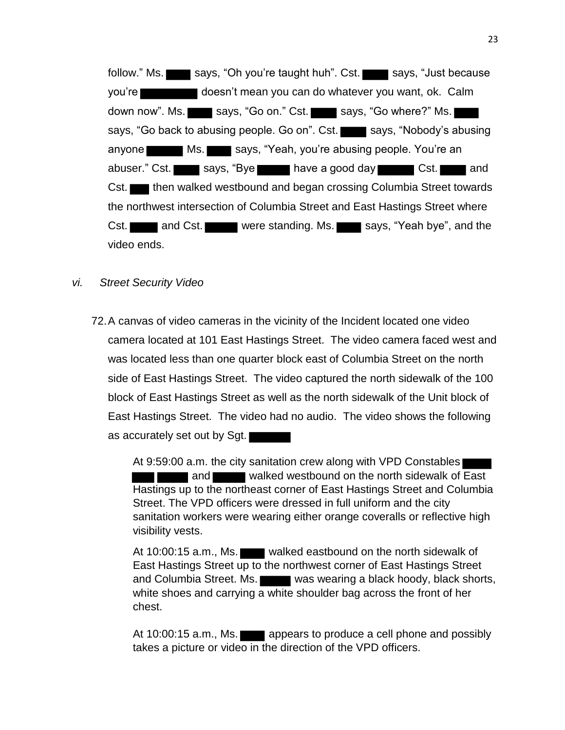follow." Ms. ████ says, "Oh you're taught huh". Cst. ████ says, "Just because you're ████████ doesn't mean you can do whatever you want, ok. Calm down now". Ms. ████ says, "Go on." Cst. ████ says, "Go where?" Ms. ████ says, "Go back to abusing people. Go on". Cst. ████ says, "Nobody's abusing anyone ████ Ms. ████ says, "Yeah, you're abusing people. You're an abuser." Cst. ████ says, "Bye ████ have a good day ████ Cst. ████ and Cst. ███ then walked westbound and began crossing Columbia Street towards the northwest intersection of Columbia Street and East Hastings Street where Cst. ████ and Cst. ████ were standing. Ms. ████ says, "Yeah bye", and the video ends.

*vi. Street Security Video*

72. A canvas of video cameras in the vicinity of the Incident located one video camera located at 101 East Hastings Street. The video camera faced west and was located less than one quarter block east of Columbia Street on the north side of East Hastings Street. The video captured the north sidewalk of the 100 block of East Hastings Street as well as the north sidewalk of the Unit block of East Hastings Street. The video had no audio. The video shows the following as accurately set out by Sgt. ██████

> At 9:59:00 a.m. the city sanitation crew along with VPD Constables ████ ███ ████ and ████ walked westbound on the north sidewalk of East Hastings up to the northeast corner of East Hastings Street and Columbia Street. The VPD officers were dressed in full uniform and the city sanitation workers were wearing either orange coveralls or reflective high visibility vests.
>
> At 10:00:15 a.m., Ms. ████ walked eastbound on the north sidewalk of East Hastings Street up to the northwest corner of East Hastings Street and Columbia Street. Ms. ████ was wearing a black hoody, black shorts, white shoes and carrying a white shoulder bag across the front of her chest.
>
> At 10:00:15 a.m., Ms. ████ appears to produce a cell phone and possibly takes a picture or video in the direction of the VPD officers.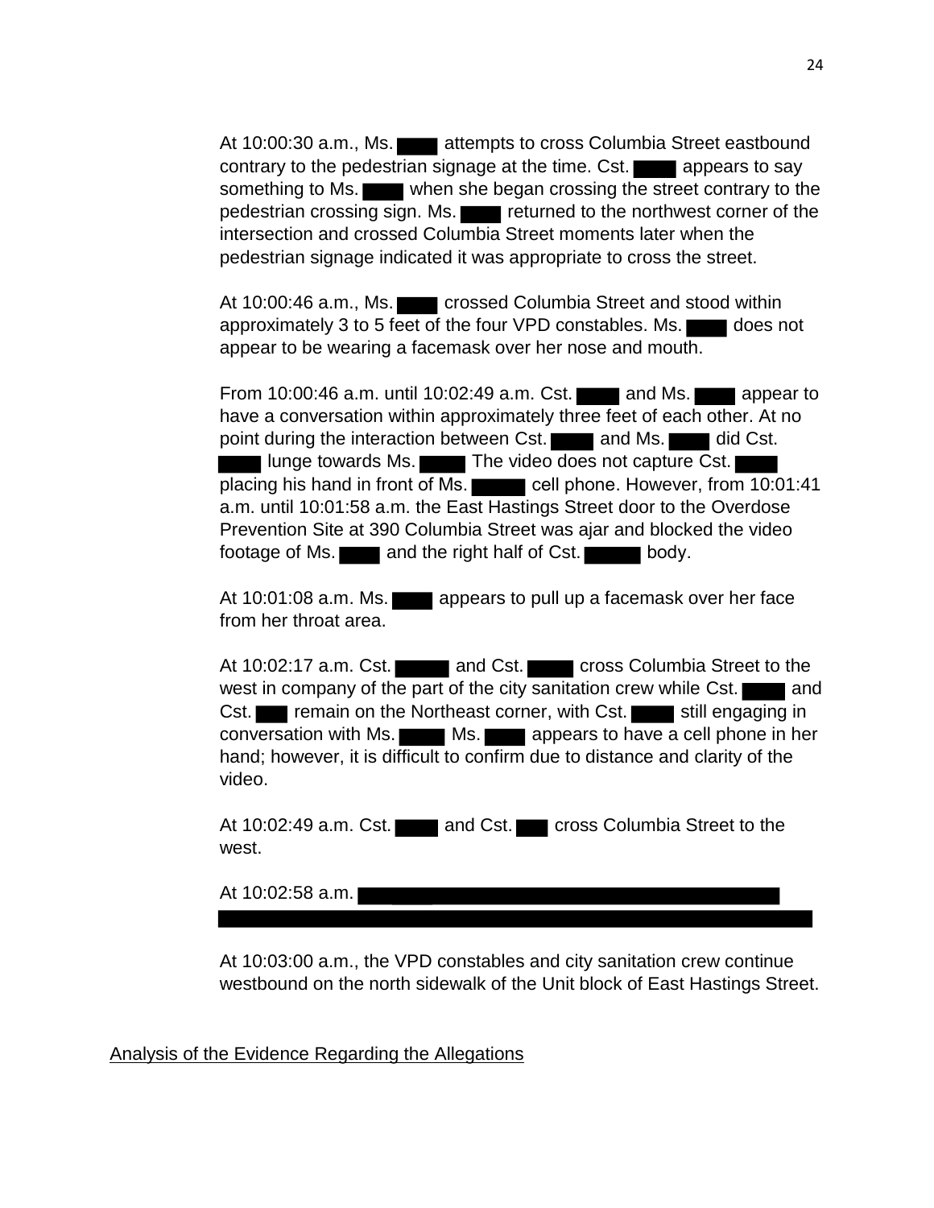At 10:00:30 a.m., Ms. ████ attempts to cross Columbia Street eastbound contrary to the pedestrian signage at the time. Cst. ████ appears to say something to Ms. ████ when she began crossing the street contrary to the pedestrian crossing sign. Ms. ████ returned to the northwest corner of the intersection and crossed Columbia Street moments later when the pedestrian signage indicated it was appropriate to cross the street.

At 10:00:46 a.m., Ms. ████ crossed Columbia Street and stood within approximately 3 to 5 feet of the four VPD constables. Ms. ████ does not appear to be wearing a facemask over her nose and mouth.

From 10:00:46 a.m. until 10:02:49 a.m. Cst. ████ and Ms. ████ appear to have a conversation within approximately three feet of each other. At no point during the interaction between Cst. ████ and Ms. ████ did Cst. ████ lunge towards Ms. ████ The video does not capture Cst. ████ placing his hand in front of Ms. ████ cell phone. However, from 10:01:41 a.m. until 10:01:58 a.m. the East Hastings Street door to the Overdose Prevention Site at 390 Columbia Street was ajar and blocked the video footage of Ms. ████ and the right half of Cst. ████ body.

At 10:01:08 a.m. Ms. ████ appears to pull up a facemask over her face from her throat area.

At 10:02:17 a.m. Cst. ████ and Cst. ████ cross Columbia Street to the west in company of the part of the city sanitation crew while Cst. ████ and Cst. ████ remain on the Northeast corner, with Cst. ████ still engaging in conversation with Ms. ████ Ms. ████ appears to have a cell phone in her hand; however, it is difficult to confirm due to distance and clarity of the video.

At 10:02:49 a.m. Cst. ████ and Cst. ████ cross Columbia Street to the west.

At 10:02:58 a.m. ████████████████████████████████

At 10:03:00 a.m., the VPD constables and city sanitation crew continue westbound on the north sidewalk of the Unit block of East Hastings Street.

## Analysis of the Evidence Regarding the Allegations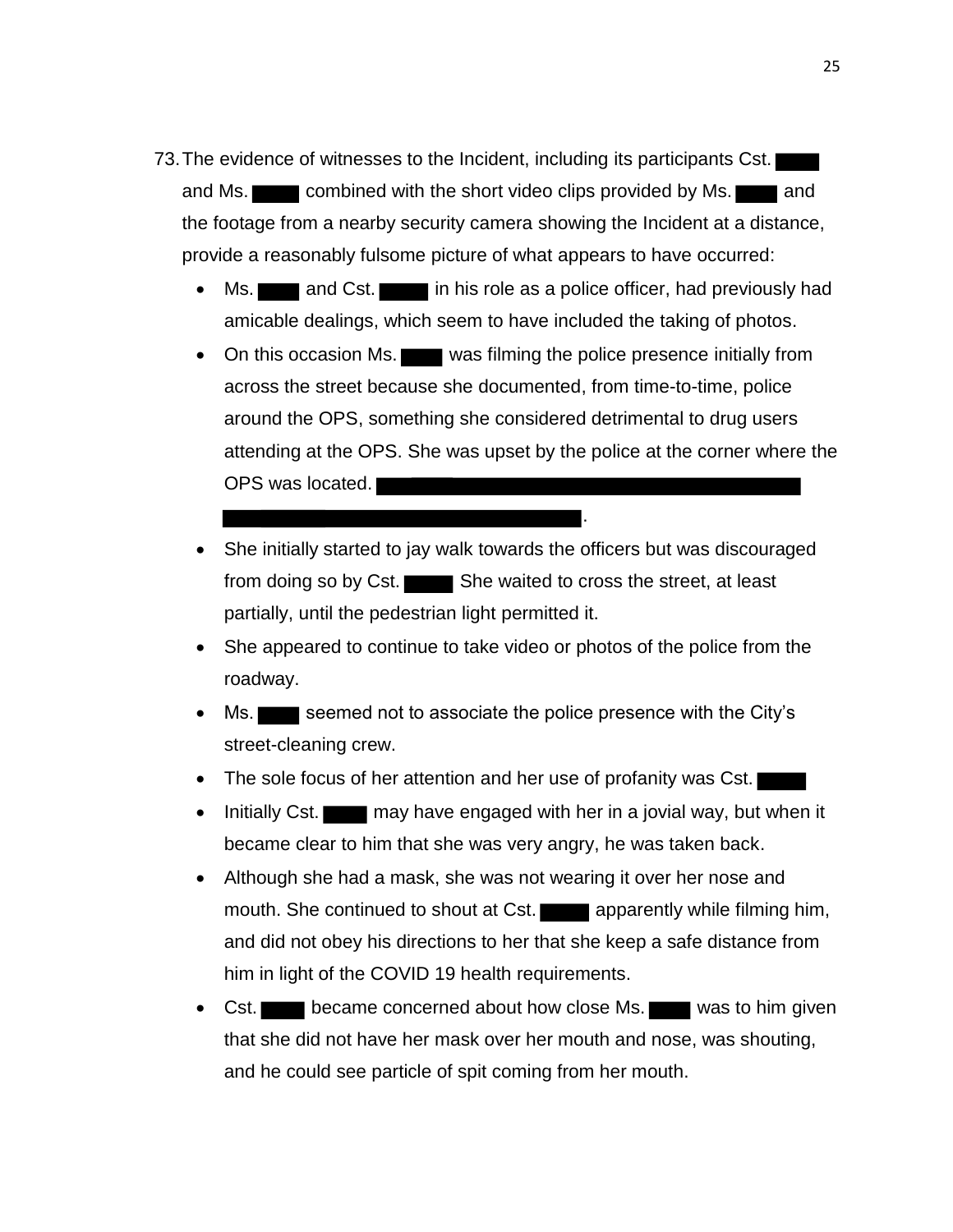73. The evidence of witnesses to the Incident, including its participants Cst. ████ and Ms. ████ combined with the short video clips provided by Ms. ████ and the footage from a nearby security camera showing the Incident at a distance, provide a reasonably fulsome picture of what appears to have occurred:

    - Ms. ████ and Cst. ████ in his role as a police officer, had previously had amicable dealings, which seem to have included the taking of photos.
    - On this occasion Ms. ████ was filming the police presence initially from across the street because she documented, from time-to-time, police around the OPS, something she considered detrimental to drug users attending at the OPS. She was upset by the police at the corner where the OPS was located. ████████████████████████████████████████ ████████████████████████████████.
    - She initially started to jay walk towards the officers but was discouraged from doing so by Cst. ████ She waited to cross the street, at least partially, until the pedestrian light permitted it.
    - She appeared to continue to take video or photos of the police from the roadway.
    - Ms. ████ seemed not to associate the police presence with the City's street-cleaning crew.
    - The sole focus of her attention and her use of profanity was Cst. ████
    - Initially Cst. ████ may have engaged with her in a jovial way, but when it became clear to him that she was very angry, he was taken back.
    - Although she had a mask, she was not wearing it over her nose and mouth. She continued to shout at Cst. ████ apparently while filming him, and did not obey his directions to her that she keep a safe distance from him in light of the COVID 19 health requirements.
    - Cst. ████ became concerned about how close Ms. ████ was to him given that she did not have her mask over her mouth and nose, was shouting, and he could see particle of spit coming from her mouth.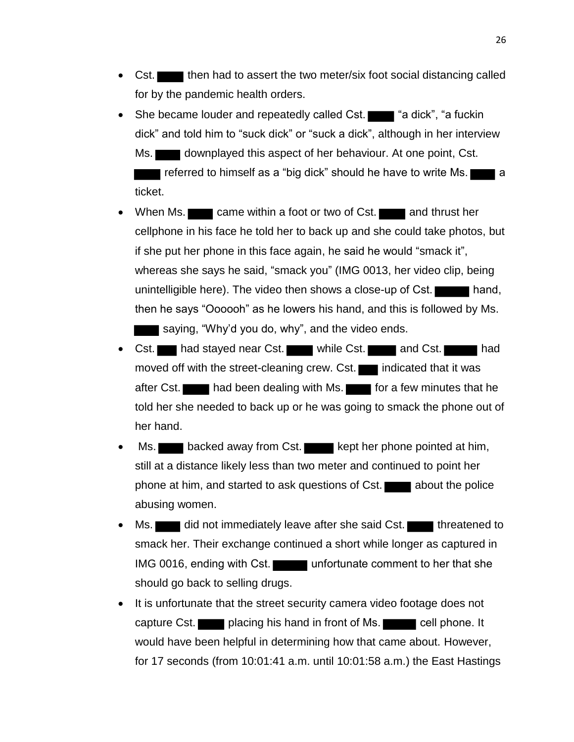- Cst. ████ then had to assert the two meter/six foot social distancing called for by the pandemic health orders.
- She became louder and repeatedly called Cst. ████ "a dick", "a fuckin dick" and told him to "suck dick" or "suck a dick", although in her interview Ms. ████ downplayed this aspect of her behaviour. At one point, Cst. ████ referred to himself as a "big dick" should he have to write Ms. ████ a ticket.
- When Ms. ████ came within a foot or two of Cst. ████ and thrust her cellphone in his face he told her to back up and she could take photos, but if she put her phone in this face again, he said he would "smack it", whereas she says he said, "smack you" (IMG 0013, her video clip, being unintelligible here). The video then shows a close-up of Cst. ████ hand, then he says "Oooooh" as he lowers his hand, and this is followed by Ms. ████ saying, "Why'd you do, why", and the video ends.
- Cst. ████ had stayed near Cst. ████ while Cst. ████ and Cst. ████ had moved off with the street-cleaning crew. Cst. ████ indicated that it was after Cst. ████ had been dealing with Ms. ████ for a few minutes that he told her she needed to back up or he was going to smack the phone out of her hand.
- Ms. ████ backed away from Cst. ████ kept her phone pointed at him, still at a distance likely less than two meter and continued to point her phone at him, and started to ask questions of Cst. ████ about the police abusing women.
- Ms. ████ did not immediately leave after she said Cst. ████ threatened to smack her. Their exchange continued a short while longer as captured in IMG 0016, ending with Cst. ████ unfortunate comment to her that she should go back to selling drugs.
- It is unfortunate that the street security camera video footage does not capture Cst. ████ placing his hand in front of Ms. ████ cell phone. It would have been helpful in determining how that came about. However, for 17 seconds (from 10:01:41 a.m. until 10:01:58 a.m.) the East Hastings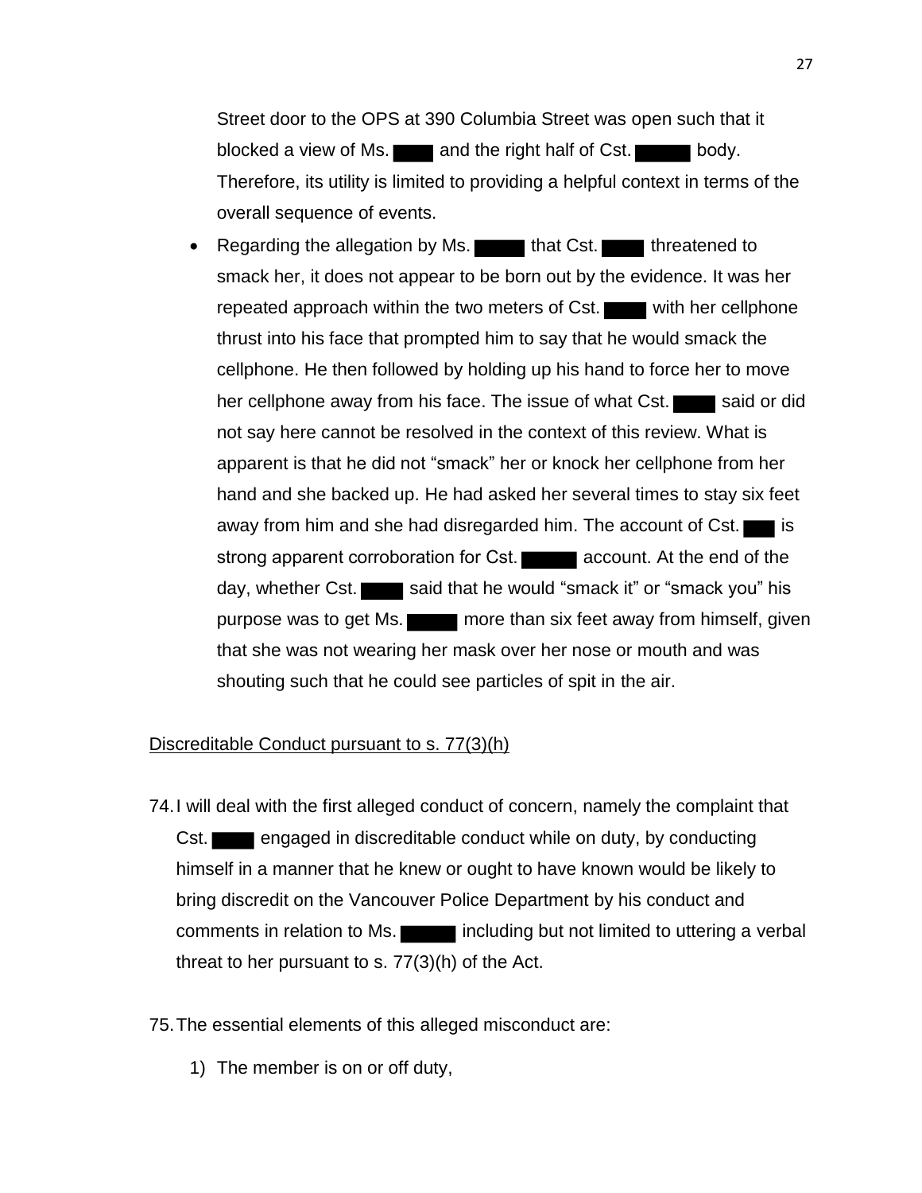Street door to the OPS at 390 Columbia Street was open such that it blocked a view of Ms. ████ and the right half of Cst. █████ body. Therefore, its utility is limited to providing a helpful context in terms of the overall sequence of events.

- Regarding the allegation by Ms. █████ that Cst. ████ threatened to smack her, it does not appear to be born out by the evidence. It was her repeated approach within the two meters of Cst. ████ with her cellphone thrust into his face that prompted him to say that he would smack the cellphone. He then followed by holding up his hand to force her to move her cellphone away from his face. The issue of what Cst. ████ said or did not say here cannot be resolved in the context of this review. What is apparent is that he did not "smack" her or knock her cellphone from her hand and she backed up. He had asked her several times to stay six feet away from him and she had disregarded him. The account of Cst. ███ is strong apparent corroboration for Cst. █████ account. At the end of the day, whether Cst. ████ said that he would "smack it" or "smack you" his purpose was to get Ms. █████ more than six feet away from himself, given that she was not wearing her mask over her nose or mouth and was shouting such that he could see particles of spit in the air.

<u>Discreditable Conduct pursuant to s. 77(3)(h)</u>

74. I will deal with the first alleged conduct of concern, namely the complaint that Cst. ████ engaged in discreditable conduct while on duty, by conducting himself in a manner that he knew or ought to have known would be likely to bring discredit on the Vancouver Police Department by his conduct and comments in relation to Ms. █████ including but not limited to uttering a verbal threat to her pursuant to s. 77(3)(h) of the Act.

75. The essential elements of this alleged misconduct are:

    1) The member is on or off duty,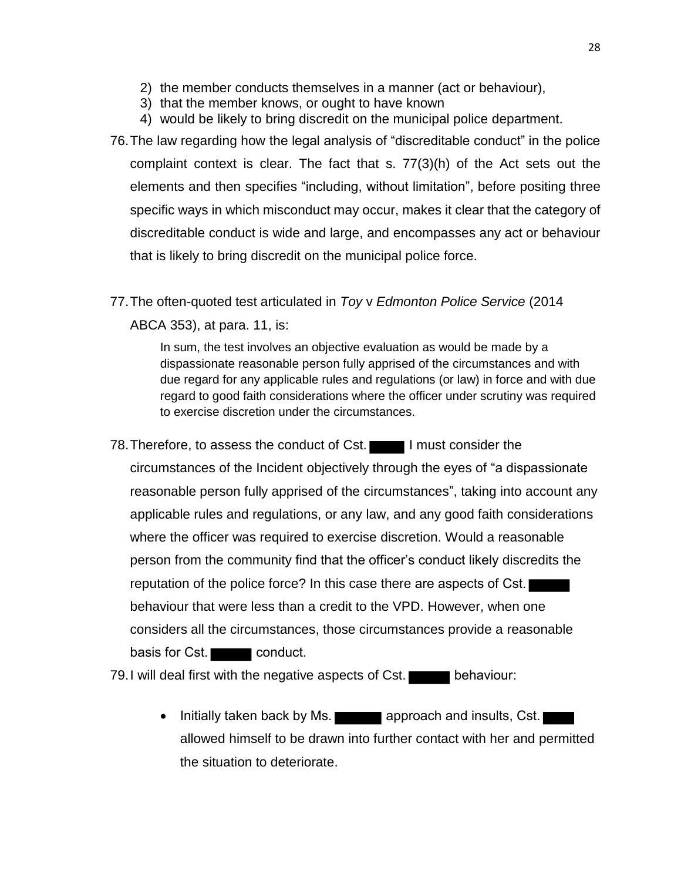2) the member conducts themselves in a manner (act or behaviour),
3) that the member knows, or ought to have known
4) would be likely to bring discredit on the municipal police department.

76. The law regarding how the legal analysis of "discreditable conduct" in the police complaint context is clear. The fact that s. 77(3)(h) of the Act sets out the elements and then specifies "including, without limitation", before positing three specific ways in which misconduct may occur, makes it clear that the category of discreditable conduct is wide and large, and encompasses any act or behaviour that is likely to bring discredit on the municipal police force.

77. The often-quoted test articulated in *Toy* v *Edmonton Police Service* (2014 ABCA 353), at para. 11, is:

> In sum, the test involves an objective evaluation as would be made by a dispassionate reasonable person fully apprised of the circumstances and with due regard for any applicable rules and regulations (or law) in force and with due regard to good faith considerations where the officer under scrutiny was required to exercise discretion under the circumstances.

78. Therefore, to assess the conduct of Cst. ████ I must consider the circumstances of the Incident objectively through the eyes of "a dispassionate reasonable person fully apprised of the circumstances", taking into account any applicable rules and regulations, or any law, and any good faith considerations where the officer was required to exercise discretion. Would a reasonable person from the community find that the officer's conduct likely discredits the reputation of the police force? In this case there are aspects of Cst. ████ behaviour that were less than a credit to the VPD. However, when one considers all the circumstances, those circumstances provide a reasonable basis for Cst. ████ conduct.

79. I will deal first with the negative aspects of Cst. ████ behaviour:

- Initially taken back by Ms. ████ approach and insults, Cst. ████ allowed himself to be drawn into further contact with her and permitted the situation to deteriorate.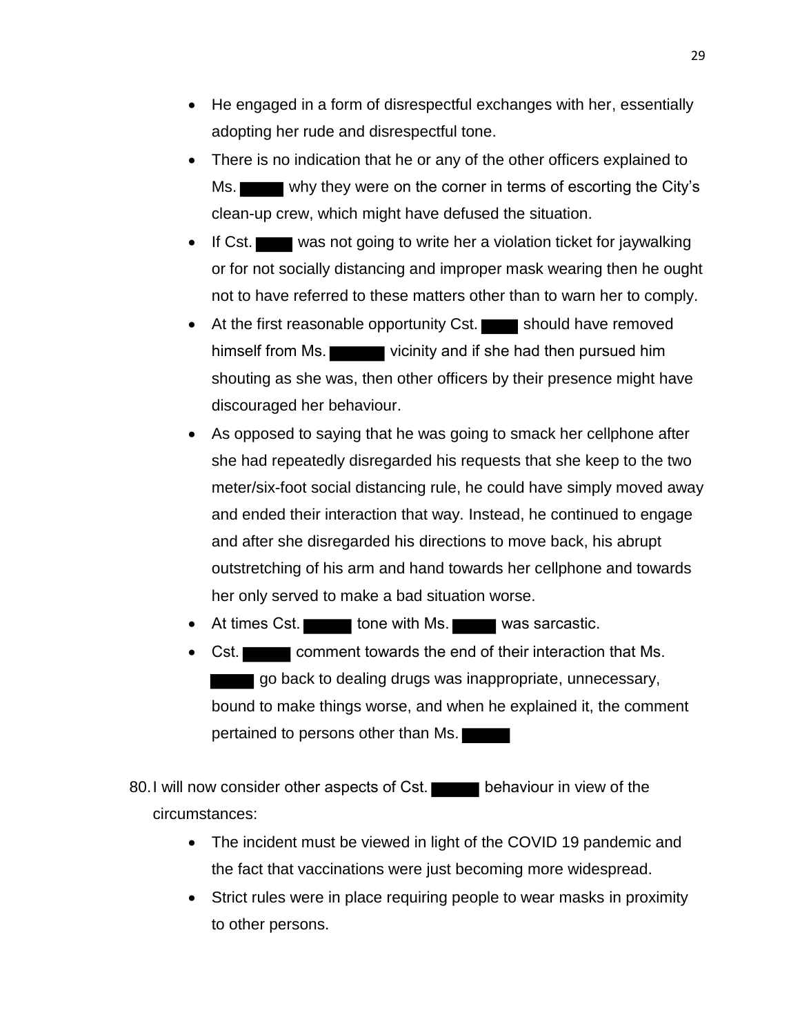- He engaged in a form of disrespectful exchanges with her, essentially adopting her rude and disrespectful tone.
- There is no indication that he or any of the other officers explained to Ms. ██████ why they were on the corner in terms of escorting the City's clean-up crew, which might have defused the situation.
- If Cst. ██████ was not going to write her a violation ticket for jaywalking or for not socially distancing and improper mask wearing then he ought not to have referred to these matters other than to warn her to comply.
- At the first reasonable opportunity Cst. ██████ should have removed himself from Ms. ██████ vicinity and if she had then pursued him shouting as she was, then other officers by their presence might have discouraged her behaviour.
- As opposed to saying that he was going to smack her cellphone after she had repeatedly disregarded his requests that she keep to the two meter/six-foot social distancing rule, he could have simply moved away and ended their interaction that way. Instead, he continued to engage and after she disregarded his directions to move back, his abrupt outstretching of his arm and hand towards her cellphone and towards her only served to make a bad situation worse.
- At times Cst. ██████ tone with Ms. ██████ was sarcastic.
- Cst. ██████ comment towards the end of their interaction that Ms. ██████ go back to dealing drugs was inappropriate, unnecessary, bound to make things worse, and when he explained it, the comment pertained to persons other than Ms. ██████

80. I will now consider other aspects of Cst. ██████ behaviour in view of the circumstances:

    - The incident must be viewed in light of the COVID 19 pandemic and the fact that vaccinations were just becoming more widespread.
    - Strict rules were in place requiring people to wear masks in proximity to other persons.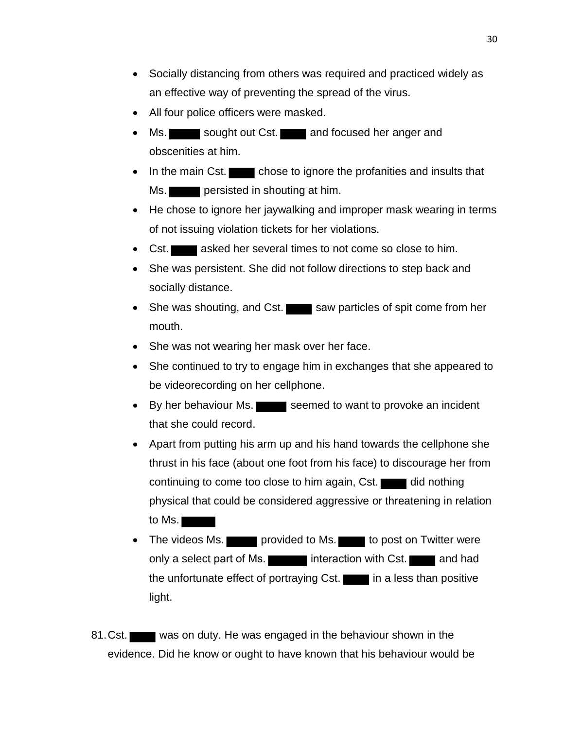- Socially distancing from others was required and practiced widely as an effective way of preventing the spread of the virus.
- All four police officers were masked.
- Ms. ███ sought out Cst. ███ and focused her anger and obscenities at him.
- In the main Cst. ███ chose to ignore the profanities and insults that Ms. ███ persisted in shouting at him.
- He chose to ignore her jaywalking and improper mask wearing in terms of not issuing violation tickets for her violations.
- Cst. ███ asked her several times to not come so close to him.
- She was persistent. She did not follow directions to step back and socially distance.
- She was shouting, and Cst. ███ saw particles of spit come from her mouth.
- She was not wearing her mask over her face.
- She continued to try to engage him in exchanges that she appeared to be videorecording on her cellphone.
- By her behaviour Ms. ███ seemed to want to provoke an incident that she could record.
- Apart from putting his arm up and his hand towards the cellphone she thrust in his face (about one foot from his face) to discourage her from continuing to come too close to him again, Cst. ███ did nothing physical that could be considered aggressive or threatening in relation to Ms. ███
- The videos Ms. ███ provided to Ms. ███ to post on Twitter were only a select part of Ms. ███ interaction with Cst. ███ and had the unfortunate effect of portraying Cst. ███ in a less than positive light.

81. Cst. ███ was on duty. He was engaged in the behaviour shown in the evidence. Did he know or ought to have known that his behaviour would be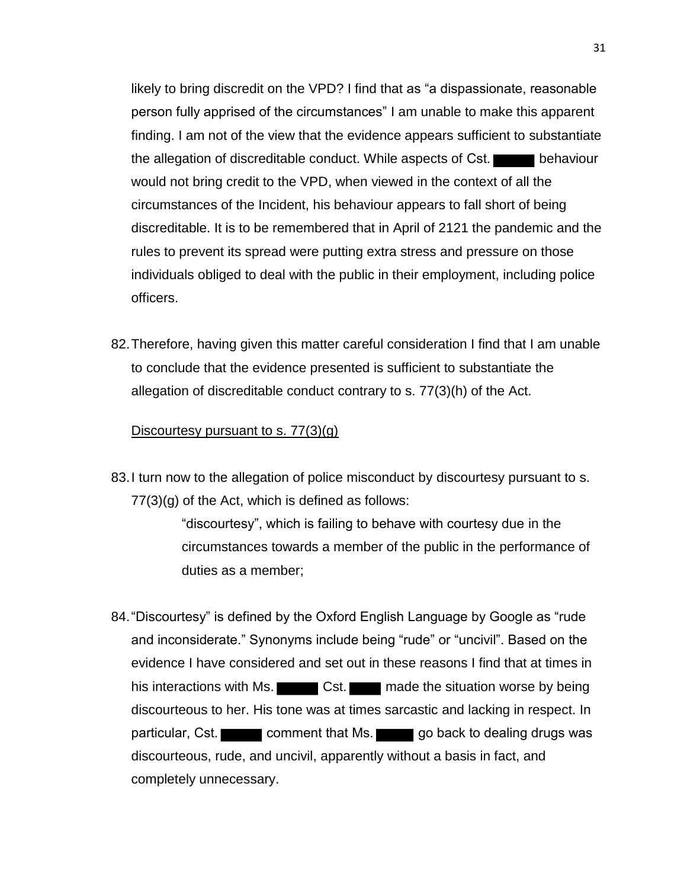likely to bring discredit on the VPD? I find that as "a dispassionate, reasonable person fully apprised of the circumstances" I am unable to make this apparent finding. I am not of the view that the evidence appears sufficient to substantiate the allegation of discreditable conduct. While aspects of Cst. ██████ behaviour would not bring credit to the VPD, when viewed in the context of all the circumstances of the Incident, his behaviour appears to fall short of being discreditable. It is to be remembered that in April of 2121 the pandemic and the rules to prevent its spread were putting extra stress and pressure on those individuals obliged to deal with the public in their employment, including police officers.

82. Therefore, having given this matter careful consideration I find that I am unable to conclude that the evidence presented is sufficient to substantiate the allegation of discreditable conduct contrary to s. 77(3)(h) of the Act.

<u>Discourtesy pursuant to s. 77(3)(g)</u>

83. I turn now to the allegation of police misconduct by discourtesy pursuant to s. 77(3)(g) of the Act, which is defined as follows:

> "discourtesy", which is failing to behave with courtesy due in the circumstances towards a member of the public in the performance of duties as a member;

84. "Discourtesy" is defined by the Oxford English Language by Google as "rude and inconsiderate." Synonyms include being "rude" or "uncivil". Based on the evidence I have considered and set out in these reasons I find that at times in his interactions with Ms. ██████ Cst. █████ made the situation worse by being discourteous to her. His tone was at times sarcastic and lacking in respect. In particular, Cst. ██████ comment that Ms. ██████ go back to dealing drugs was discourteous, rude, and uncivil, apparently without a basis in fact, and completely unnecessary.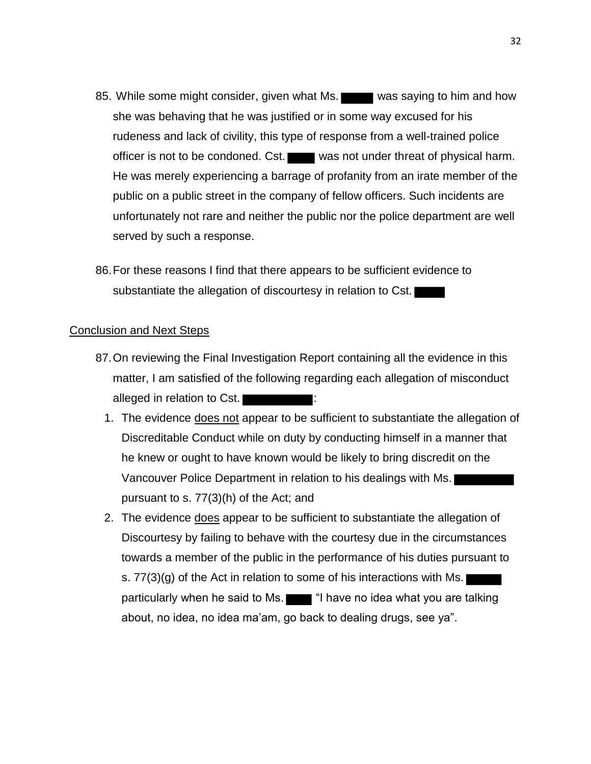85. While some might consider, given what Ms. ███ was saying to him and how she was behaving that he was justified or in some way excused for his rudeness and lack of civility, this type of response from a well-trained police officer is not to be condoned. Cst. ███ was not under threat of physical harm. He was merely experiencing a barrage of profanity from an irate member of the public on a public street in the company of fellow officers. Such incidents are unfortunately not rare and neither the public nor the police department are well served by such a response.

86. For these reasons I find that there appears to be sufficient evidence to substantiate the allegation of discourtesy in relation to Cst. ███

<u>Conclusion and Next Steps</u>

87. On reviewing the Final Investigation Report containing all the evidence in this matter, I am satisfied of the following regarding each allegation of misconduct alleged in relation to Cst. ███:

    1. The evidence <u>does not</u> appear to be sufficient to substantiate the allegation of Discreditable Conduct while on duty by conducting himself in a manner that he knew or ought to have known would be likely to bring discredit on the Vancouver Police Department in relation to his dealings with Ms. ███ pursuant to s. 77(3)(h) of the Act; and
    2. The evidence <u>does</u> appear to be sufficient to substantiate the allegation of Discourtesy by failing to behave with the courtesy due in the circumstances towards a member of the public in the performance of his duties pursuant to s. 77(3)(g) of the Act in relation to some of his interactions with Ms. ███ particularly when he said to Ms. ███ "I have no idea what you are talking about, no idea, no idea ma'am, go back to dealing drugs, see ya".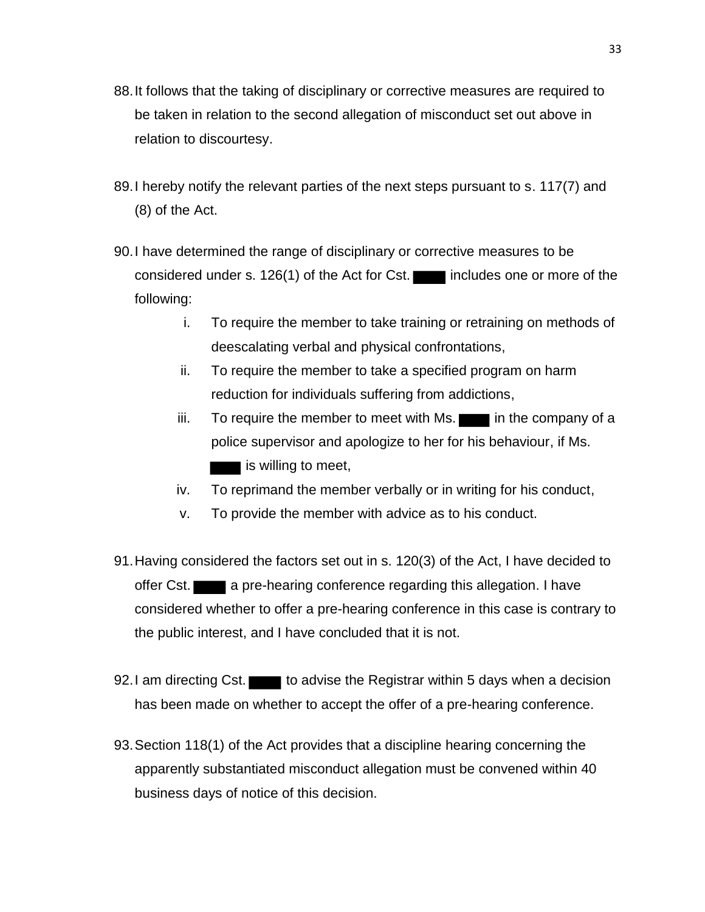88. It follows that the taking of disciplinary or corrective measures are required to be taken in relation to the second allegation of misconduct set out above in relation to discourtesy.

89. I hereby notify the relevant parties of the next steps pursuant to s. 117(7) and (8) of the Act.

90. I have determined the range of disciplinary or corrective measures to be considered under s. 126(1) of the Act for Cst. ████ includes one or more of the following:

    i. To require the member to take training or retraining on methods of deescalating verbal and physical confrontations,
    ii. To require the member to take a specified program on harm reduction for individuals suffering from addictions,
    iii. To require the member to meet with Ms. ████ in the company of a police supervisor and apologize to her for his behaviour, if Ms. ████ is willing to meet,
    iv. To reprimand the member verbally or in writing for his conduct,
    v. To provide the member with advice as to his conduct.

91. Having considered the factors set out in s. 120(3) of the Act, I have decided to offer Cst. ████ a pre-hearing conference regarding this allegation. I have considered whether to offer a pre-hearing conference in this case is contrary to the public interest, and I have concluded that it is not.

92. I am directing Cst. ████ to advise the Registrar within 5 days when a decision has been made on whether to accept the offer of a pre-hearing conference.

93. Section 118(1) of the Act provides that a discipline hearing concerning the apparently substantiated misconduct allegation must be convened within 40 business days of notice of this decision.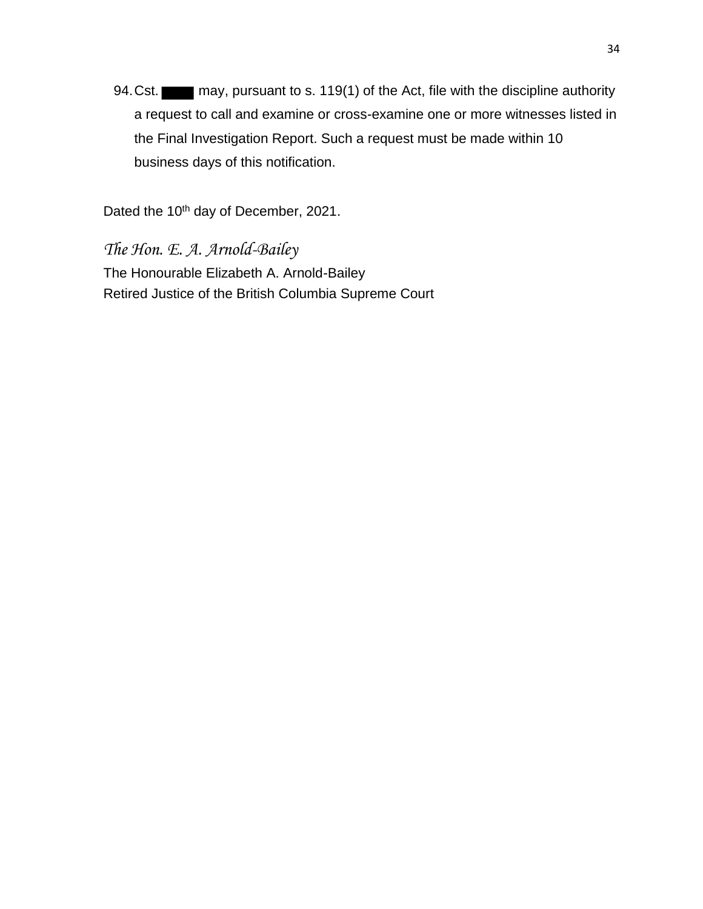94. Cst. ████ may, pursuant to s. 119(1) of the Act, file with the discipline authority a request to call and examine or cross-examine one or more witnesses listed in the Final Investigation Report. Such a request must be made within 10 business days of this notification.

Dated the 10th day of December, 2021.

*The Hon. E. A. Arnold-Bailey*

The Honourable Elizabeth A. Arnold-Bailey
Retired Justice of the British Columbia Supreme Court